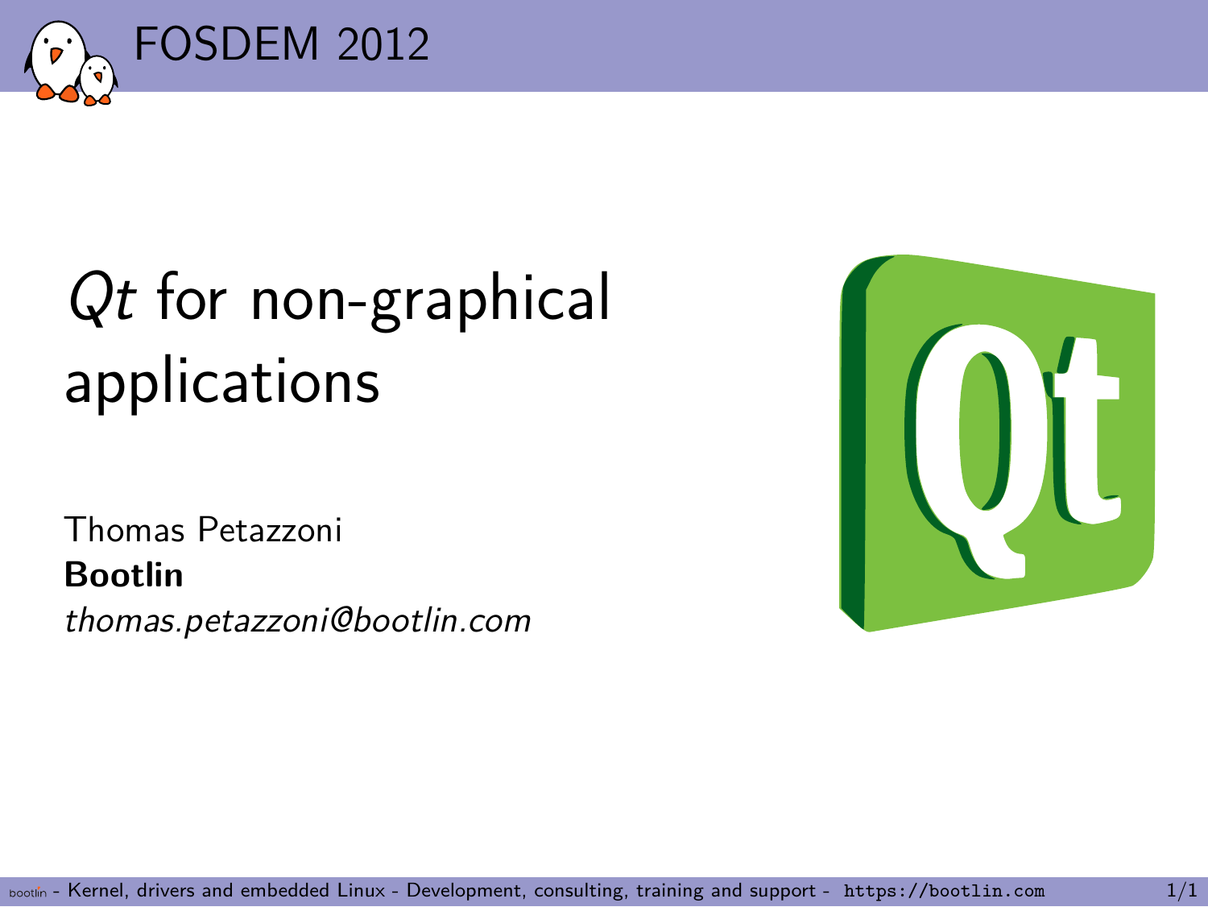# *Qt* for non-graphical applications

Thomas Petazzoni
**Bootlin**
*thomas.petazzoni@bootlin.com*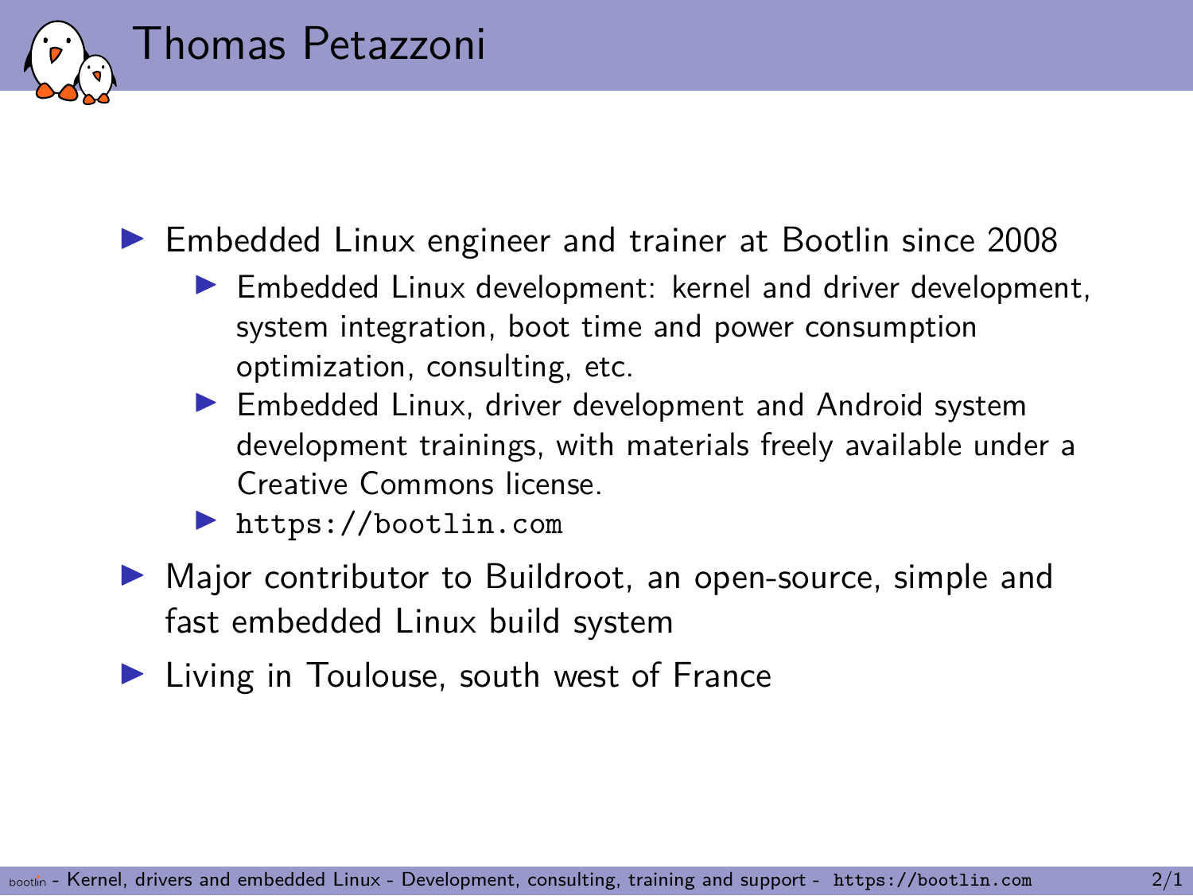# Thomas Petazzoni

- Embedded Linux engineer and trainer at Bootlin since 2008
  - Embedded Linux development: kernel and driver development, system integration, boot time and power consumption optimization, consulting, etc.
  - Embedded Linux, driver development and Android system development trainings, with materials freely available under a Creative Commons license.
  - `https://bootlin.com`
- Major contributor to Buildroot, an open-source, simple and fast embedded Linux build system
- Living in Toulouse, south west of France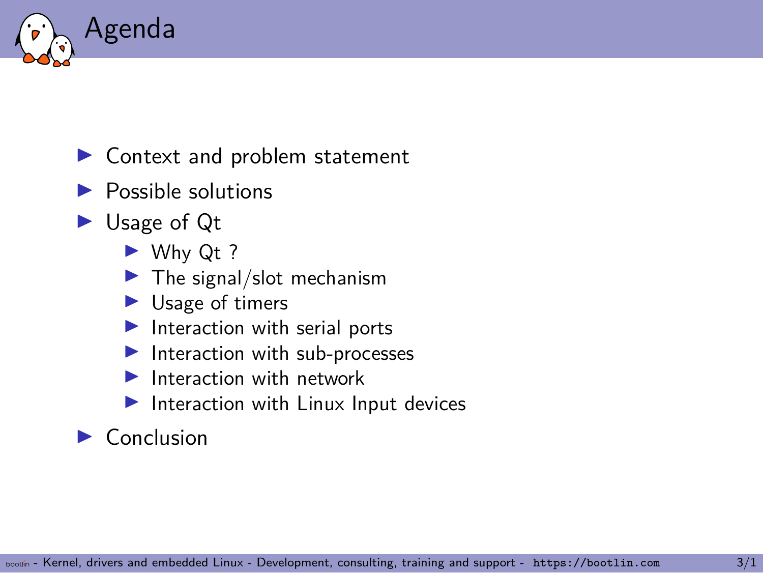# Agenda

- Context and problem statement
- Possible solutions
- Usage of Qt
  - Why Qt ?
  - The signal/slot mechanism
  - Usage of timers
  - Interaction with serial ports
  - Interaction with sub-processes
  - Interaction with network
  - Interaction with Linux Input devices
- Conclusion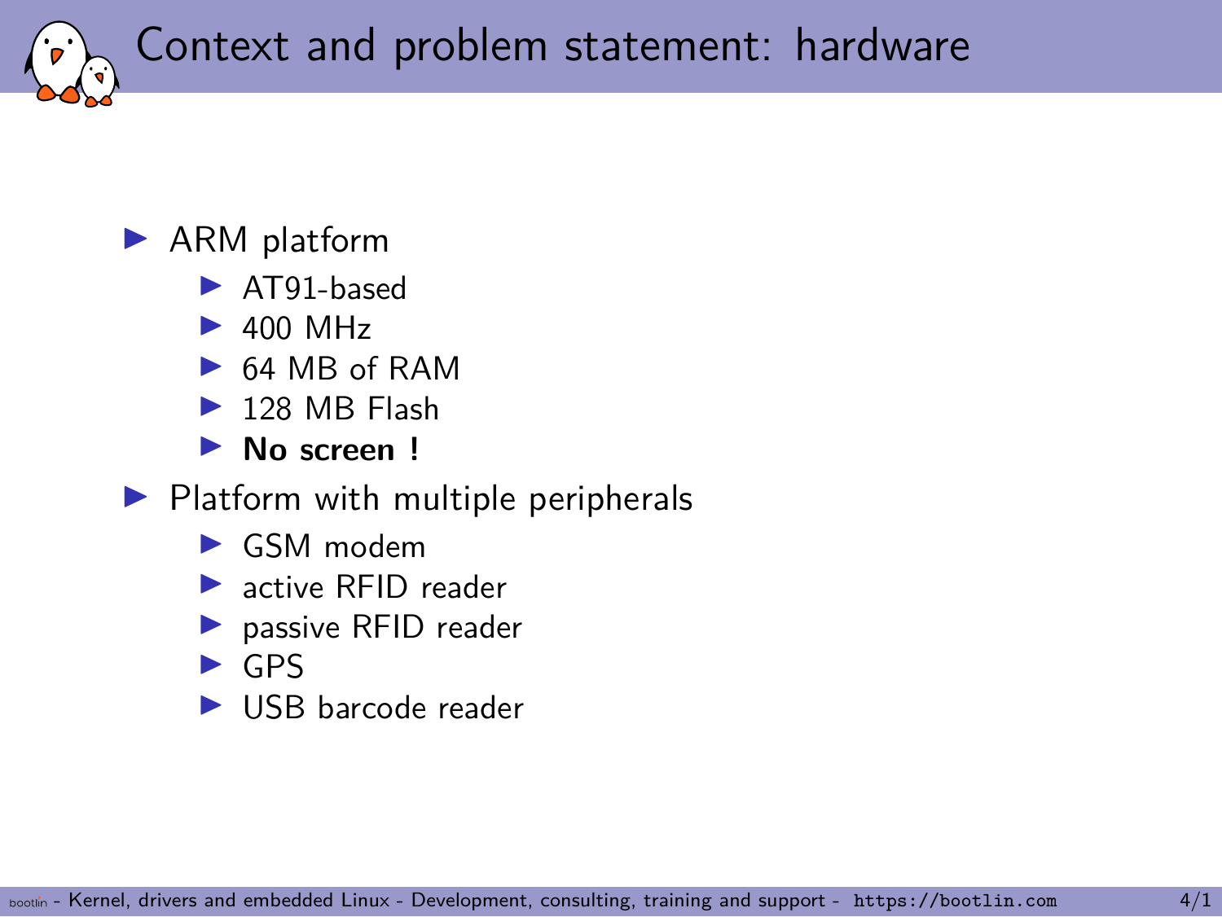# Context and problem statement: hardware

- ARM platform
  - AT91-based
  - 400 MHz
  - 64 MB of RAM
  - 128 MB Flash
  - **No screen !**
- Platform with multiple peripherals
  - GSM modem
  - active RFID reader
  - passive RFID reader
  - GPS
  - USB barcode reader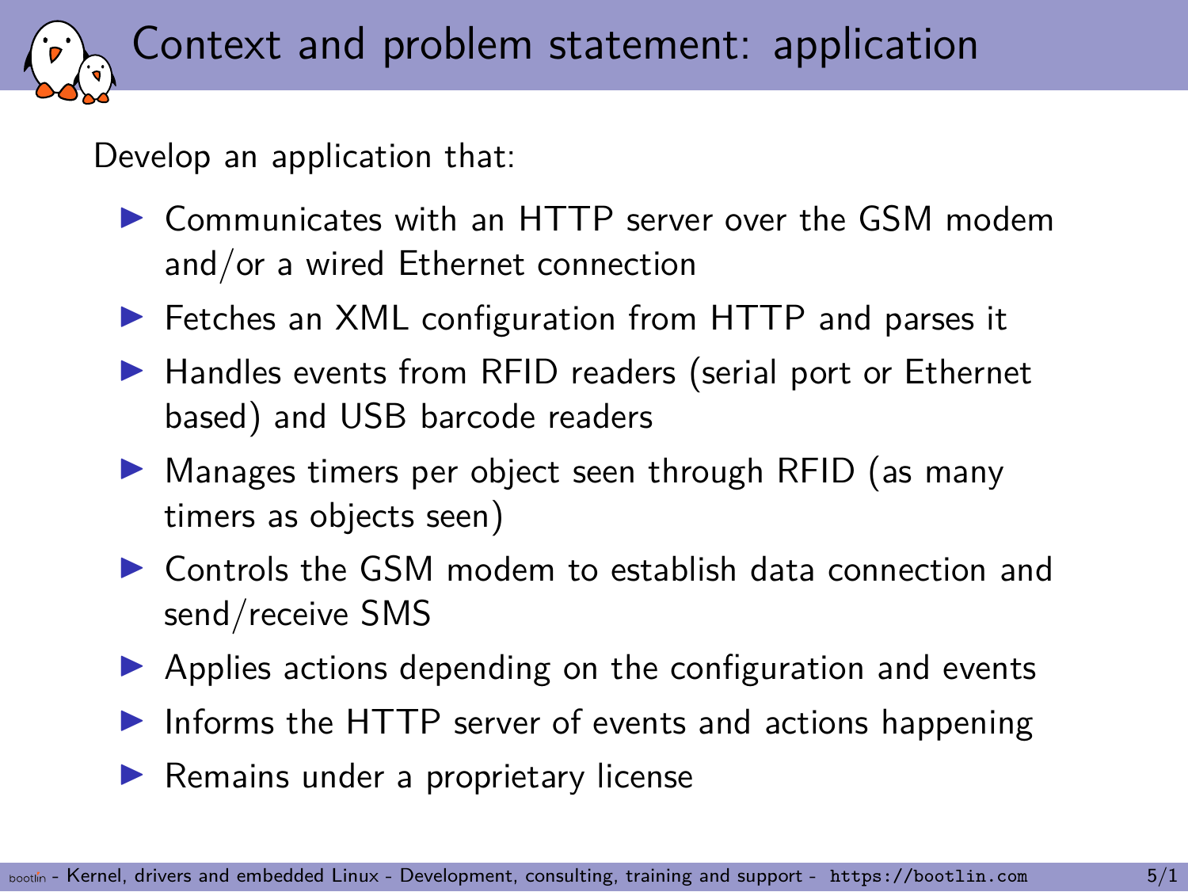# Context and problem statement: application

Develop an application that:

- Communicates with an HTTP server over the GSM modem and/or a wired Ethernet connection
- Fetches an XML configuration from HTTP and parses it
- Handles events from RFID readers (serial port or Ethernet based) and USB barcode readers
- Manages timers per object seen through RFID (as many timers as objects seen)
- Controls the GSM modem to establish data connection and send/receive SMS
- Applies actions depending on the configuration and events
- Informs the HTTP server of events and actions happening
- Remains under a proprietary license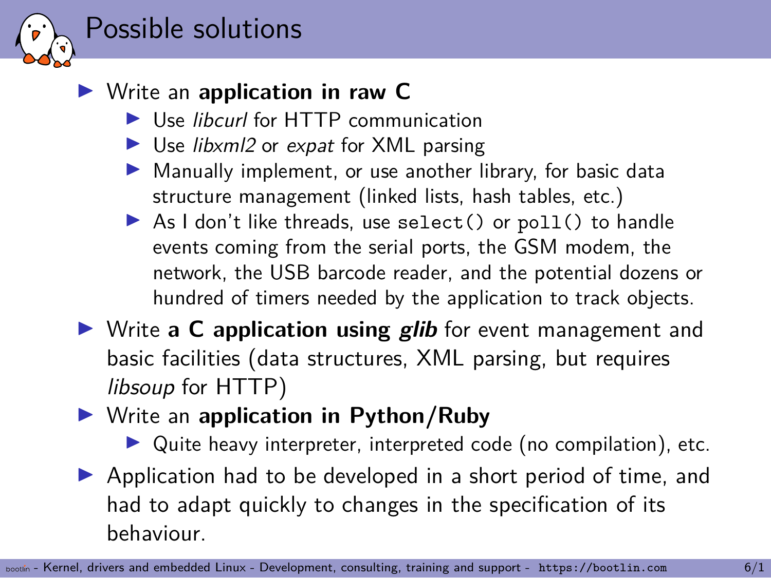# Possible solutions

- Write an **application in raw C**
  - Use *libcurl* for HTTP communication
  - Use *libxml2* or *expat* for XML parsing
  - Manually implement, or use another library, for basic data structure management (linked lists, hash tables, etc.)
  - As I don't like threads, use `select()` or `poll()` to handle events coming from the serial ports, the GSM modem, the network, the USB barcode reader, and the potential dozens or hundred of timers needed by the application to track objects.
- Write **a C application using *glib*** for event management and basic facilities (data structures, XML parsing, but requires *libsoup* for HTTP)
- Write an **application in Python/Ruby**
  - Quite heavy interpreter, interpreted code (no compilation), etc.
- Application had to be developed in a short period of time, and had to adapt quickly to changes in the specification of its behaviour.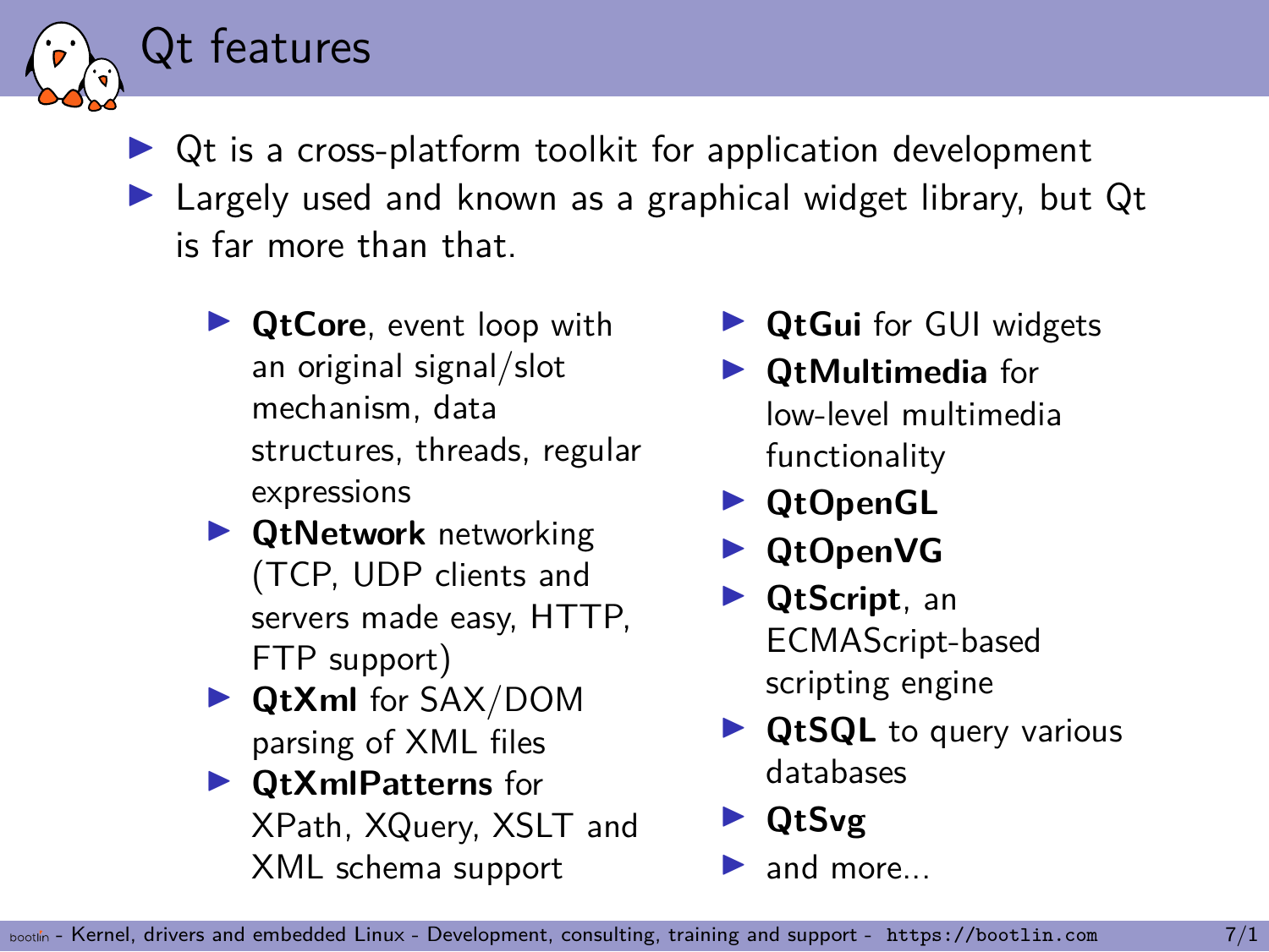# Qt features

- Qt is a cross-platform toolkit for application development
- Largely used and known as a graphical widget library, but Qt is far more than that.

  - **QtCore**, event loop with an original signal/slot mechanism, data structures, threads, regular expressions
  - **QtNetwork** networking (TCP, UDP clients and servers made easy, HTTP, FTP support)
  - **QtXml** for SAX/DOM parsing of XML files
  - **QtXmlPatterns** for XPath, XQuery, XSLT and XML schema support
  - **QtGui** for GUI widgets
  - **QtMultimedia** for low-level multimedia functionality
  - **QtOpenGL**
  - **QtOpenVG**
  - **QtScript**, an ECMAScript-based scripting engine
  - **QtSQL** to query various databases
  - **QtSvg**
  - and more...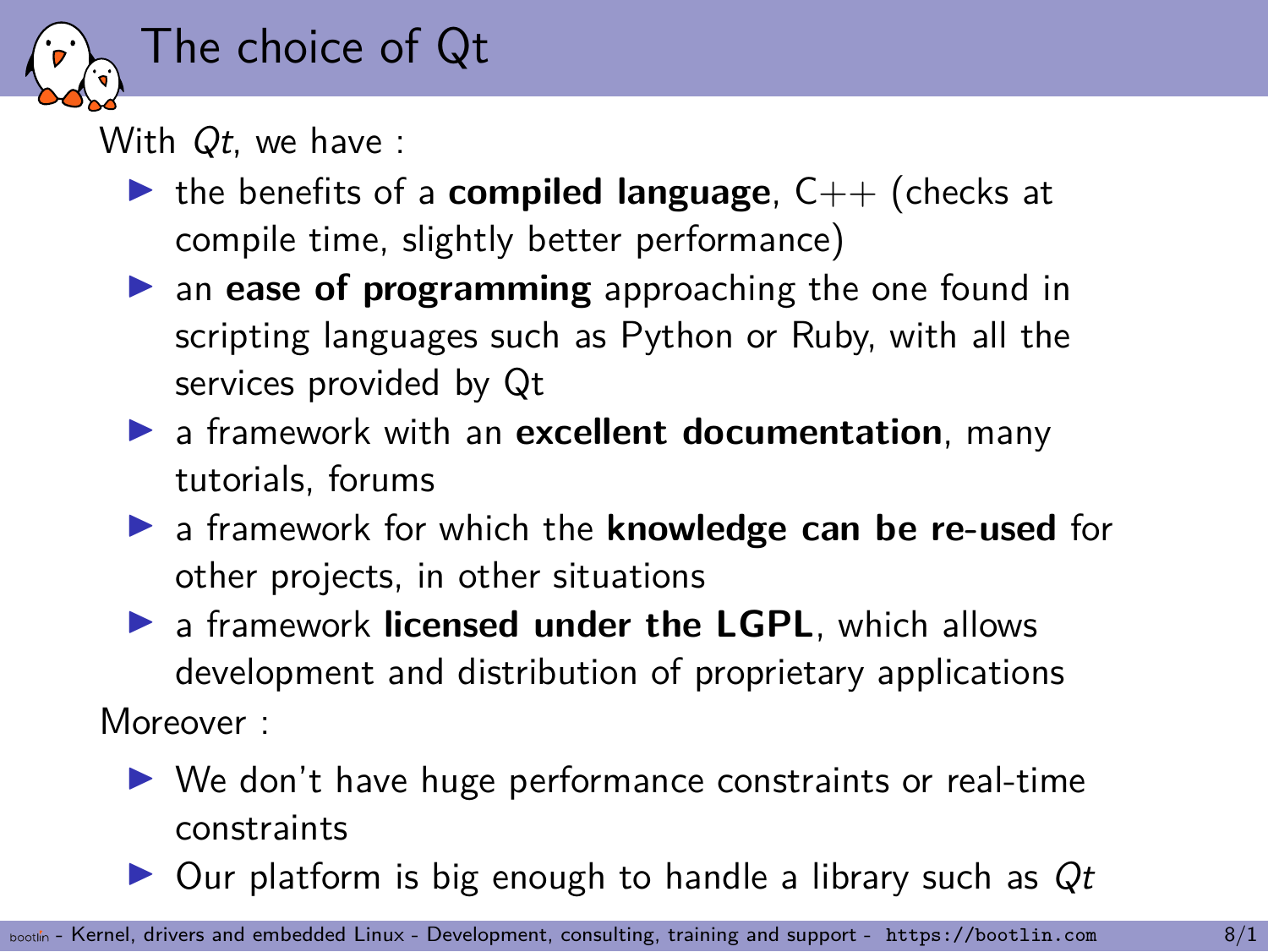# The choice of Qt

With *Qt*, we have :

- the benefits of a **compiled language**, C++ (checks at compile time, slightly better performance)
- an **ease of programming** approaching the one found in scripting languages such as Python or Ruby, with all the services provided by Qt
- a framework with an **excellent documentation**, many tutorials, forums
- a framework for which the **knowledge can be re-used** for other projects, in other situations
- a framework **licensed under the LGPL**, which allows development and distribution of proprietary applications

Moreover :

- We don't have huge performance constraints or real-time constraints
- Our platform is big enough to handle a library such as *Qt*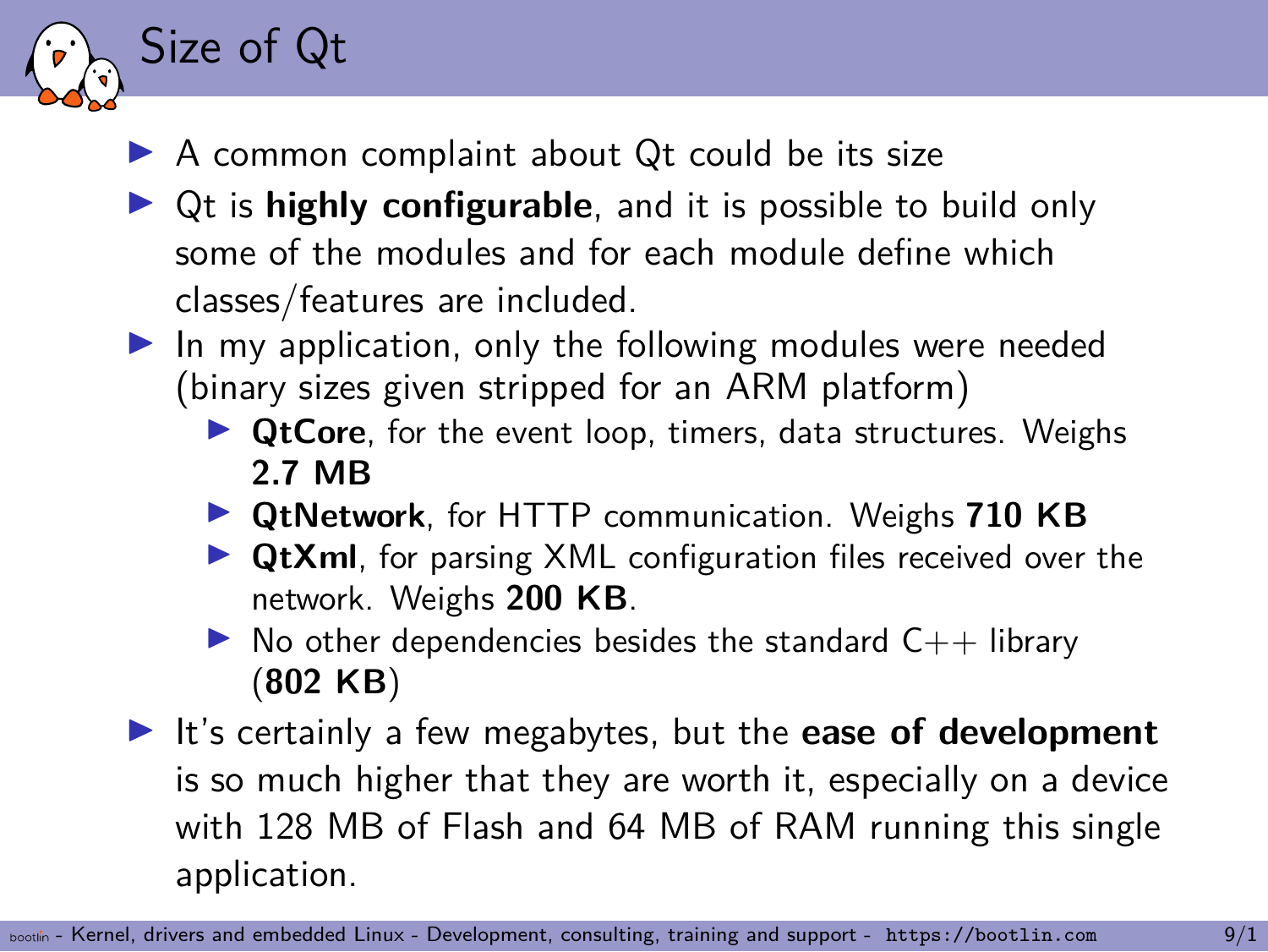# Size of Qt

- A common complaint about Qt could be its size
- Qt is **highly configurable**, and it is possible to build only some of the modules and for each module define which classes/features are included.
- In my application, only the following modules were needed (binary sizes given stripped for an ARM platform)
  - **QtCore**, for the event loop, timers, data structures. Weighs **2.7 MB**
  - **QtNetwork**, for HTTP communication. Weighs **710 KB**
  - **QtXml**, for parsing XML configuration files received over the network. Weighs **200 KB**.
  - No other dependencies besides the standard C++ library (**802 KB**)
- It's certainly a few megabytes, but the **ease of development** is so much higher that they are worth it, especially on a device with 128 MB of Flash and 64 MB of RAM running this single application.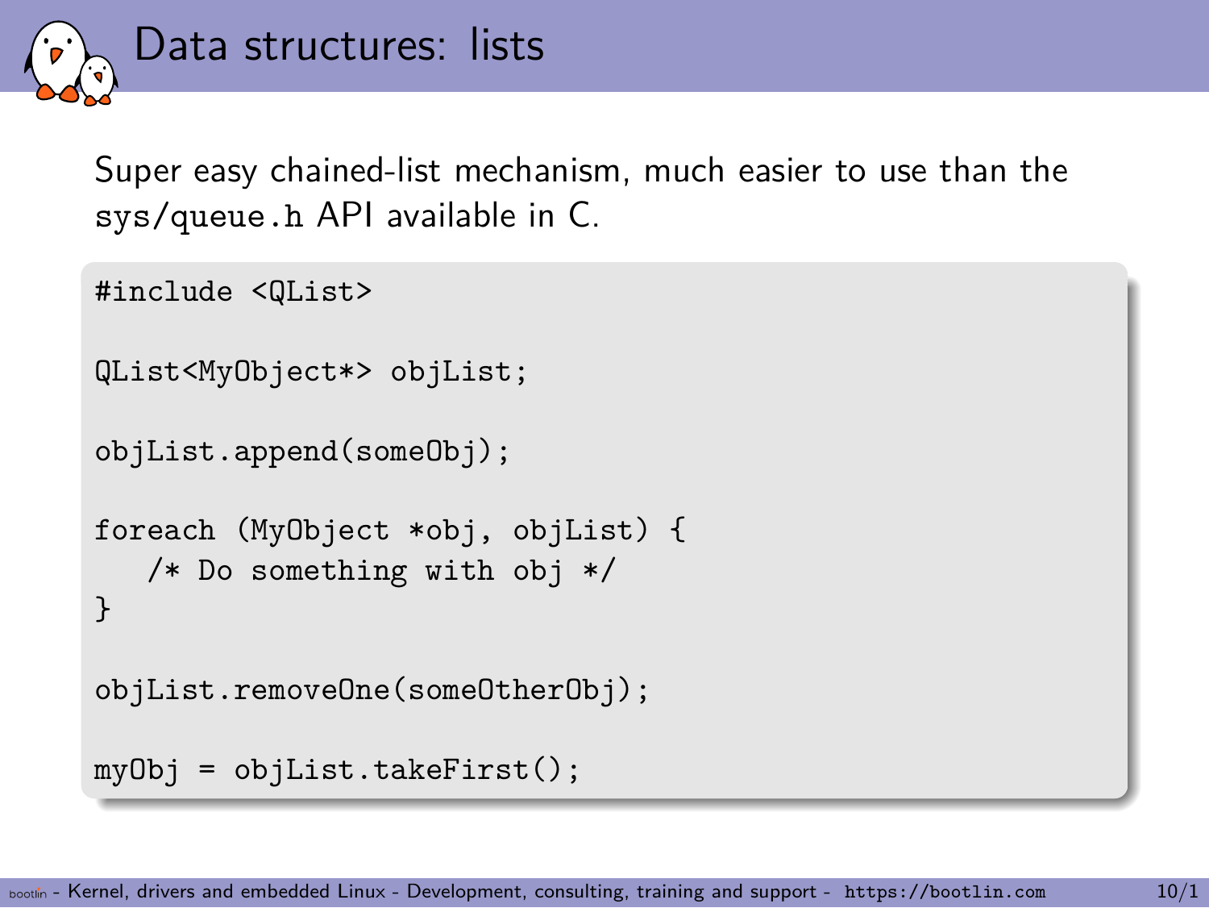# Data structures: lists

Super easy chained-list mechanism, much easier to use than the `sys/queue.h` API available in C.

```
#include <QList>

QList<MyObject*> objList;

objList.append(someObj);

foreach (MyObject *obj, objList) {
   /* Do something with obj */
}

objList.removeOne(someOtherObj);

myObj = objList.takeFirst();
```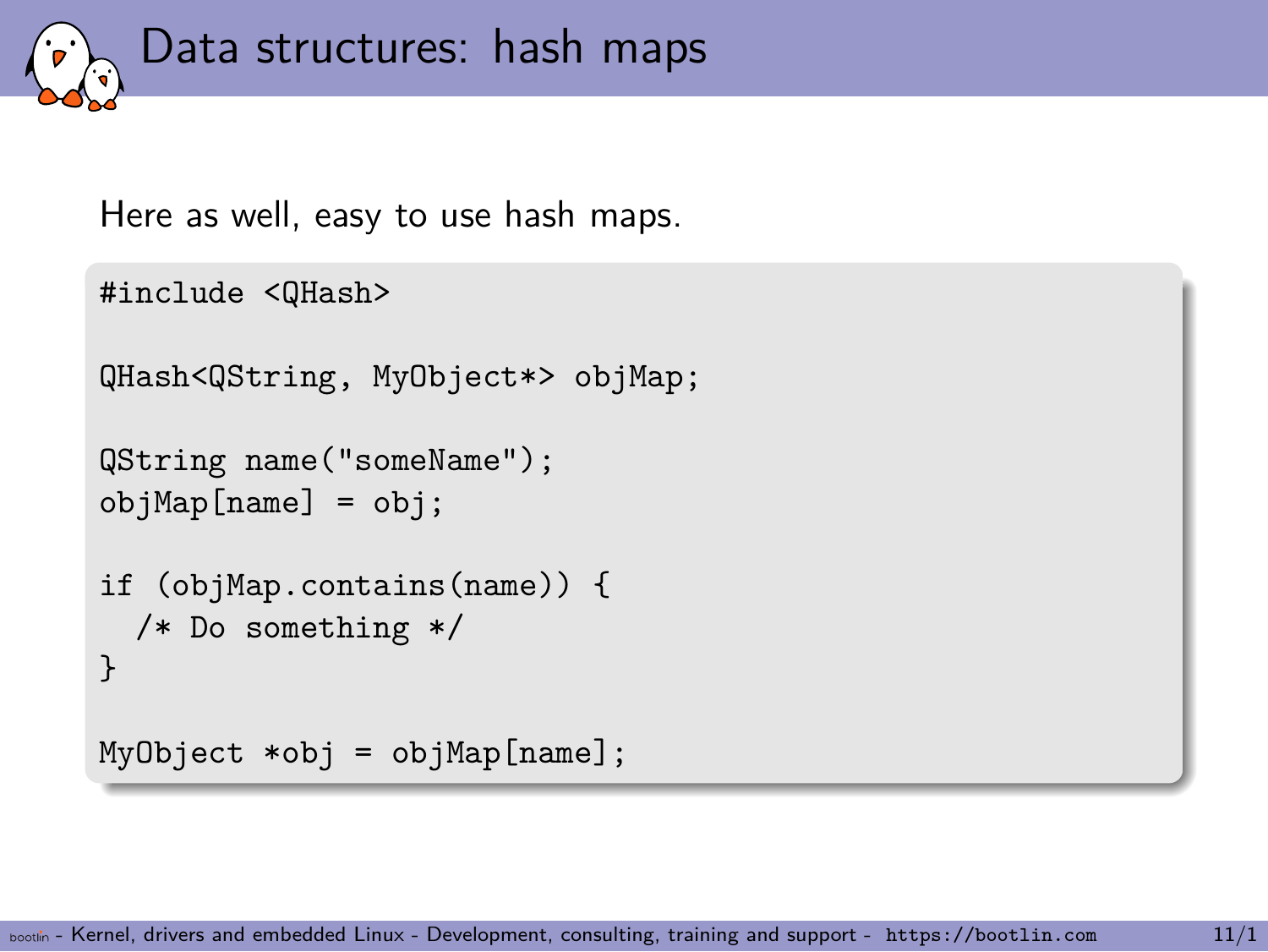# Data structures: hash maps

Here as well, easy to use hash maps.

```
#include <QHash>

QHash<QString, MyObject*> objMap;

QString name("someName");
objMap[name] = obj;

if (objMap.contains(name)) {
  /* Do something */
}

MyObject *obj = objMap[name];
```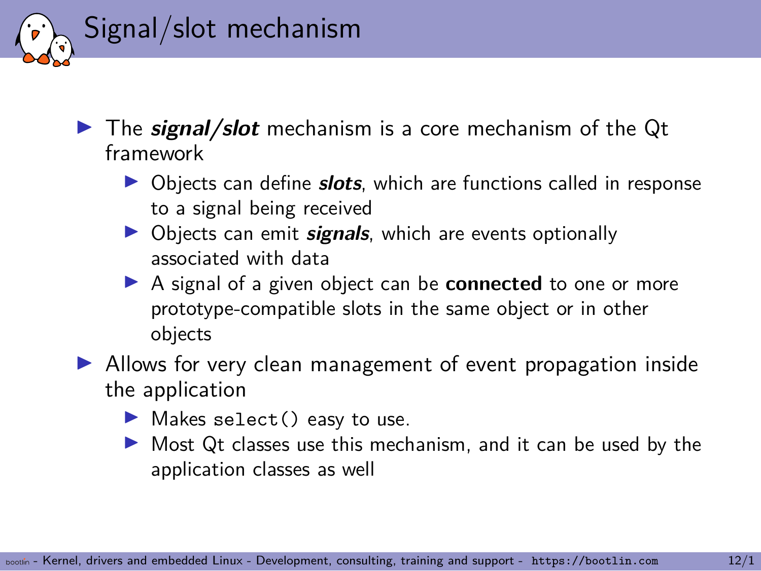# Signal/slot mechanism

- The ***signal/slot*** mechanism is a core mechanism of the Qt framework
  - Objects can define ***slots***, which are functions called in response to a signal being received
  - Objects can emit ***signals***, which are events optionally associated with data
  - A signal of a given object can be **connected** to one or more prototype-compatible slots in the same object or in other objects
- Allows for very clean management of event propagation inside the application
  - Makes `select()` easy to use.
  - Most Qt classes use this mechanism, and it can be used by the application classes as well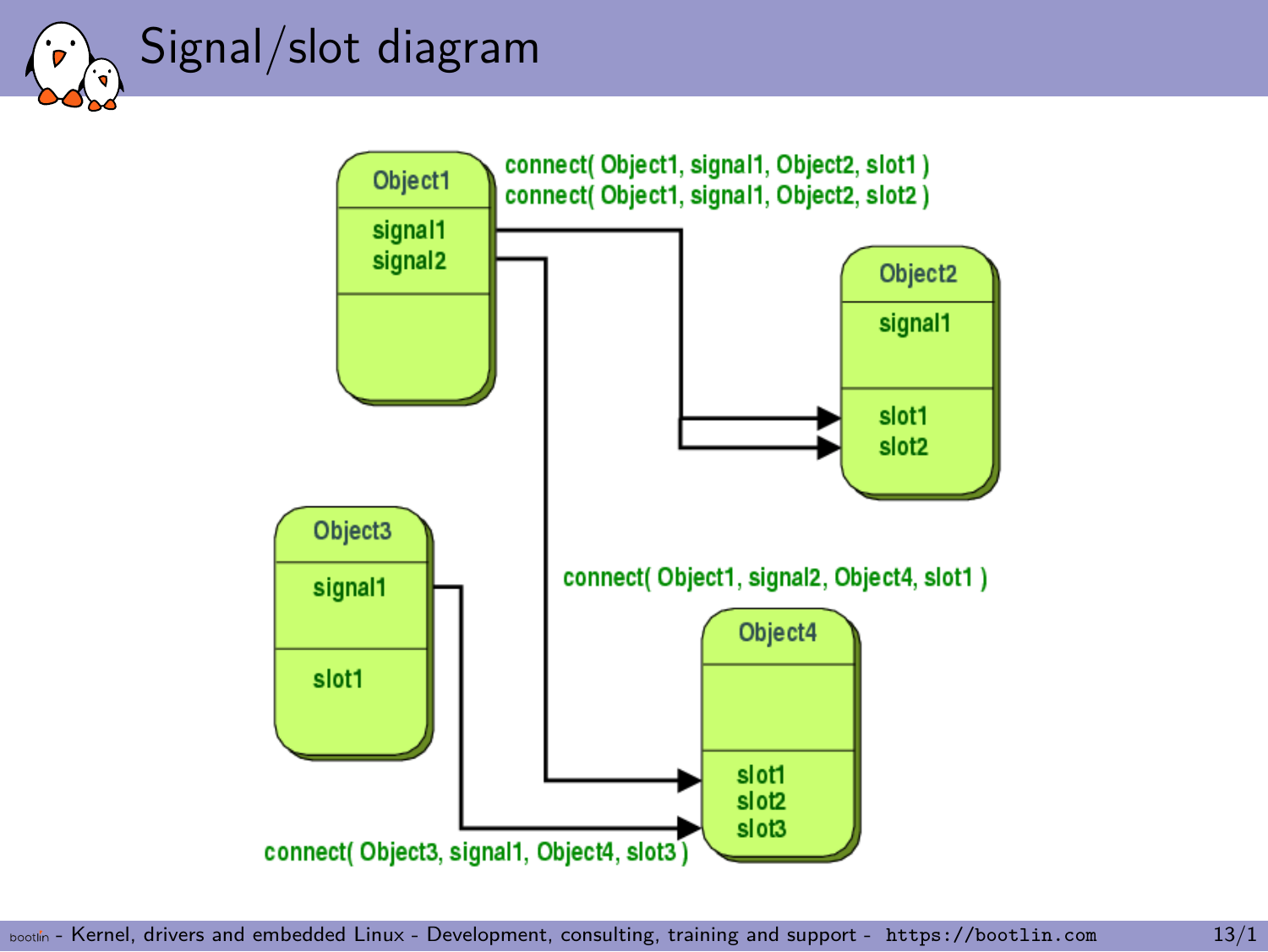# Signal/slot diagram

Object1
signal1
signal2

Object2
signal1
slot1
slot2

Object3
signal1
slot1

Object4
slot1
slot2
slot3

connect( Object1, signal1, Object2, slot1 )
connect( Object1, signal1, Object2, slot2 )

connect( Object1, signal2, Object4, slot1 )

connect( Object3, signal1, Object4, slot3 )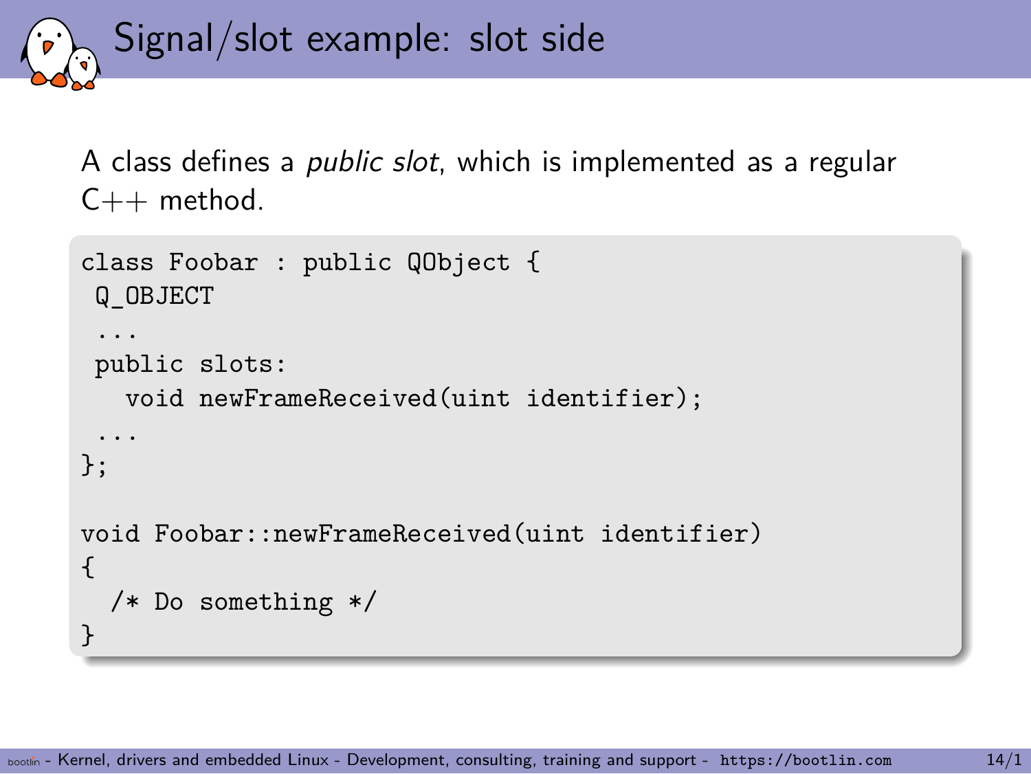# Signal/slot example: slot side

A class defines a *public slot*, which is implemented as a regular C++ method.

```
class Foobar : public QObject {
 Q_OBJECT
 ...
 public slots:
   void newFrameReceived(uint identifier);
 ...
};

void Foobar::newFrameReceived(uint identifier)
{
  /* Do something */
}
```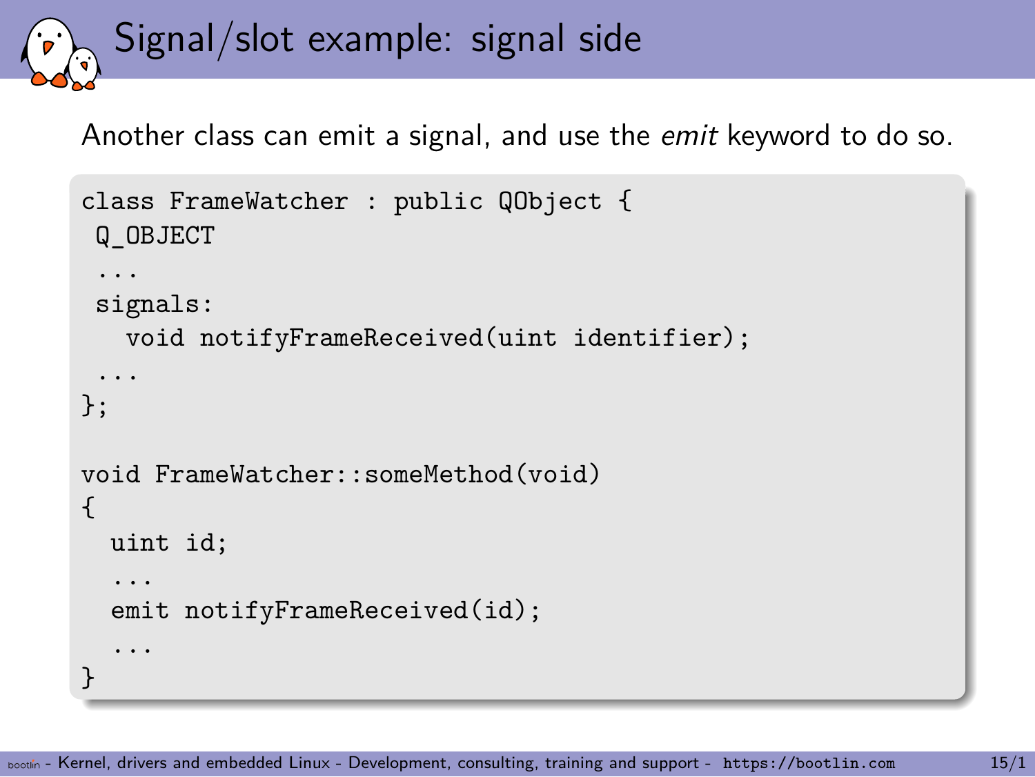# Signal/slot example: signal side

Another class can emit a signal, and use the *emit* keyword to do so.

```
class FrameWatcher : public QObject {
 Q_OBJECT
 ...
 signals:
   void notifyFrameReceived(uint identifier);
 ...
};

void FrameWatcher::someMethod(void)
{
  uint id;
  ...
  emit notifyFrameReceived(id);
  ...
}
```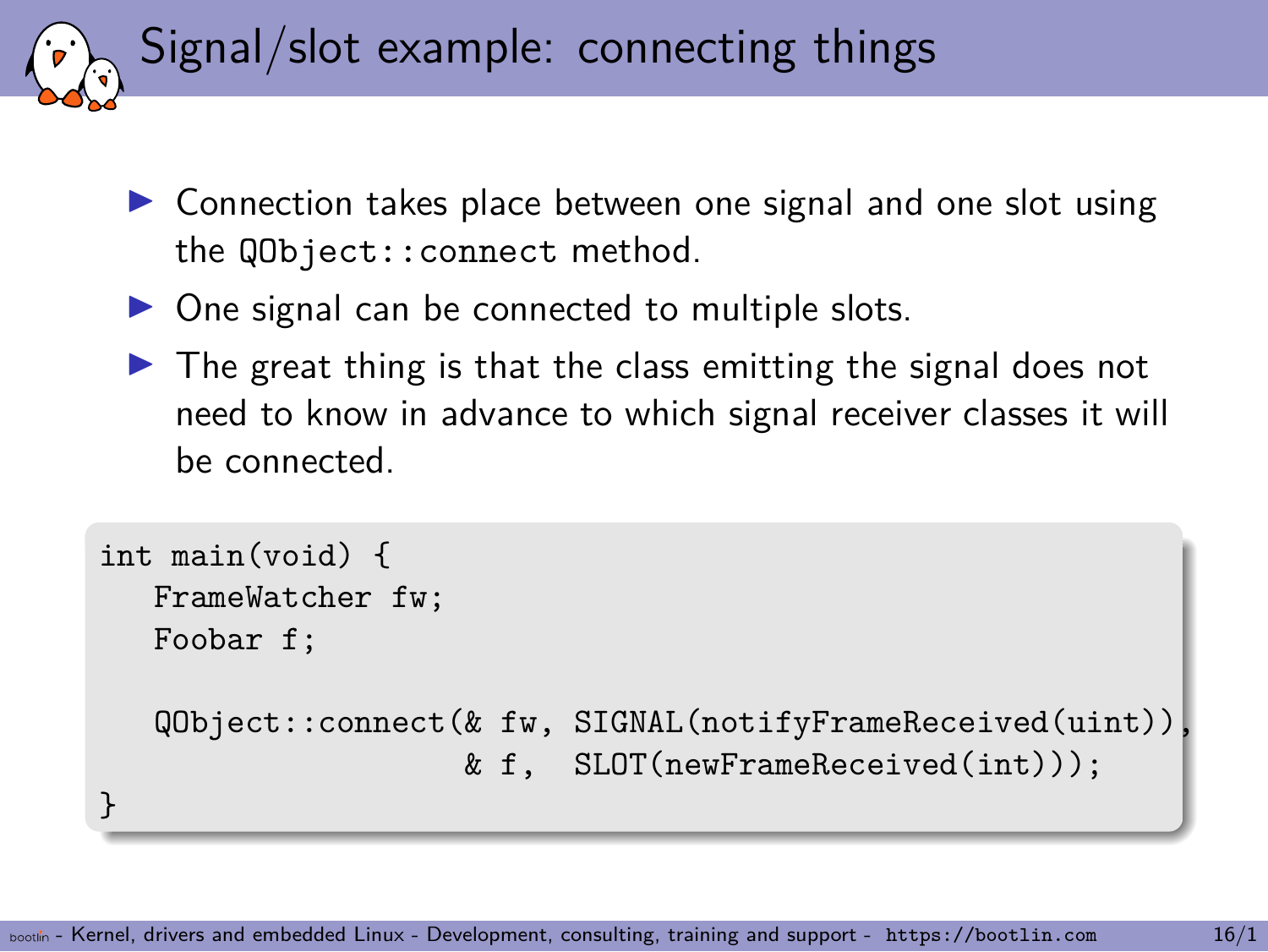# Signal/slot example: connecting things

- Connection takes place between one signal and one slot using the `QObject::connect` method.
- One signal can be connected to multiple slots.
- The great thing is that the class emitting the signal does not need to know in advance to which signal receiver classes it will be connected.

```
int main(void) {
   FrameWatcher fw;
   Foobar f;

   QObject::connect(& fw, SIGNAL(notifyFrameReceived(uint)),
                    & f,  SLOT(newFrameReceived(int)));
}
```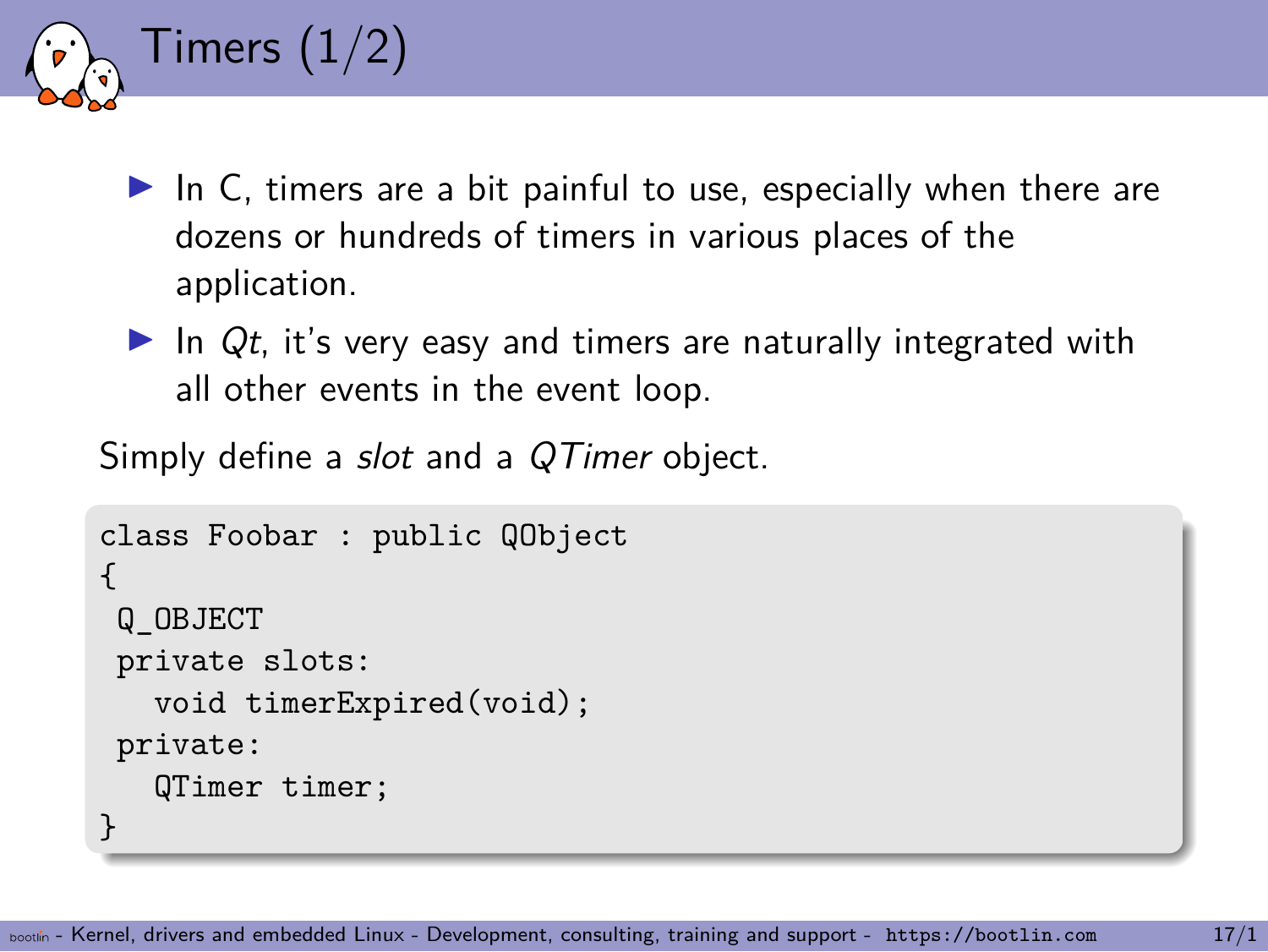# Timers (1/2)

- In C, timers are a bit painful to use, especially when there are dozens or hundreds of timers in various places of the application.
- In *Qt*, it's very easy and timers are naturally integrated with all other events in the event loop.

Simply define a *slot* and a *QTimer* object.

```
class Foobar : public QObject
{
 Q_OBJECT
 private slots:
   void timerExpired(void);
 private:
   QTimer timer;
}
```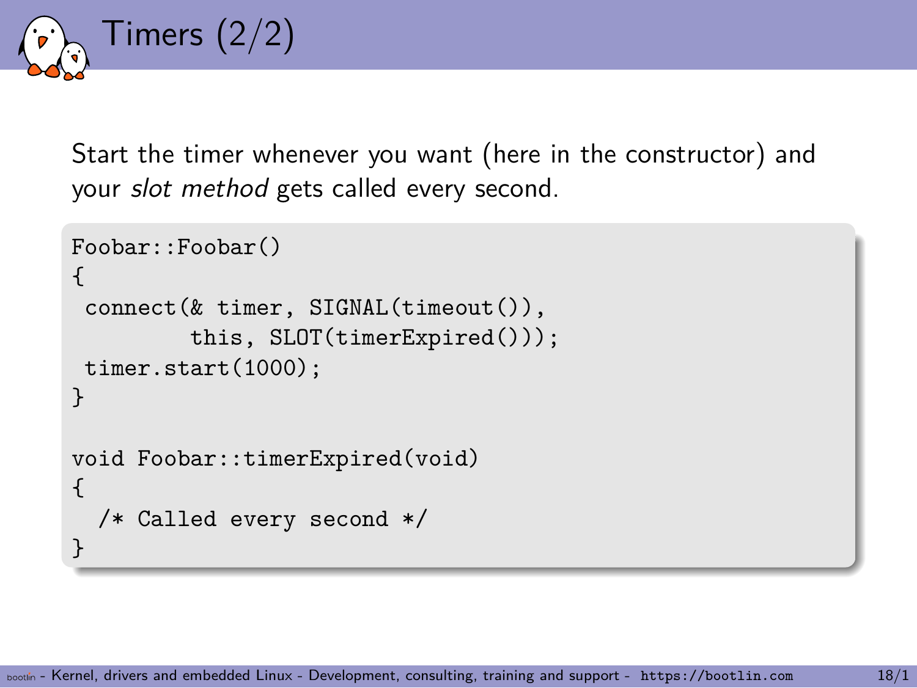# Timers (2/2)

Start the timer whenever you want (here in the constructor) and your *slot method* gets called every second.

```
Foobar::Foobar()
{
 connect(& timer, SIGNAL(timeout()),
         this, SLOT(timerExpired()));
 timer.start(1000);
}

void Foobar::timerExpired(void)
{
  /* Called every second */
}
```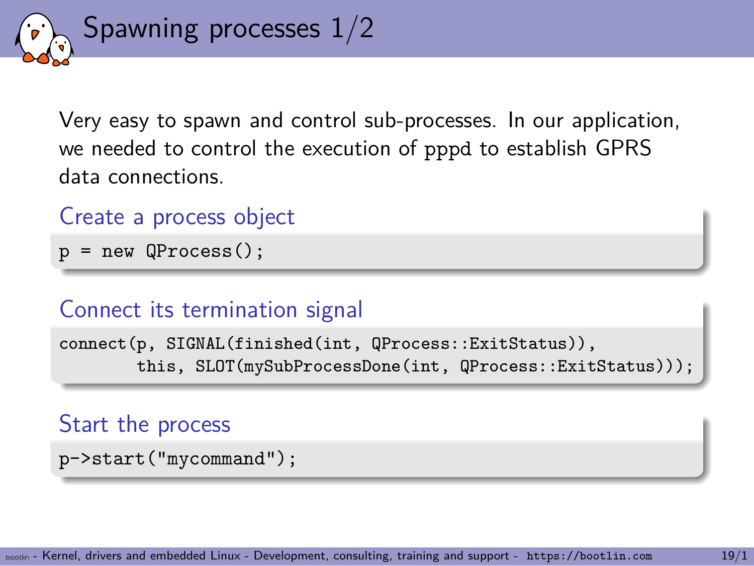# Spawning processes 1/2

Very easy to spawn and control sub-processes. In our application, we needed to control the execution of `pppd` to establish GPRS data connections.

### Create a process object

```
p = new QProcess();
```

### Connect its termination signal

```
connect(p, SIGNAL(finished(int, QProcess::ExitStatus)),
        this, SLOT(mySubProcessDone(int, QProcess::ExitStatus)));
```

### Start the process

```
p->start("mycommand");
```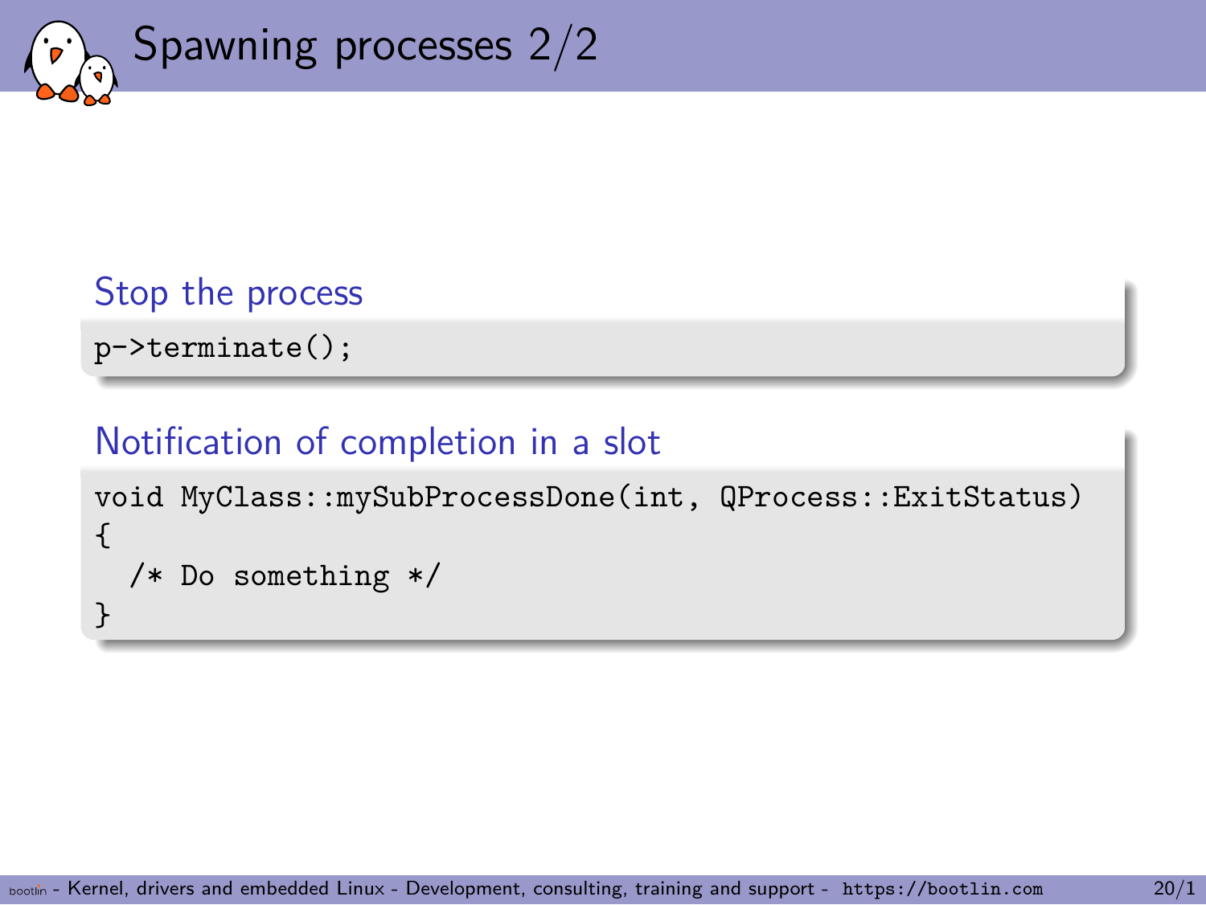# Spawning processes 2/2

**Stop the process**

```
p->terminate();
```

**Notification of completion in a slot**

```
void MyClass::mySubProcessDone(int, QProcess::ExitStatus)
{
  /* Do something */
}
```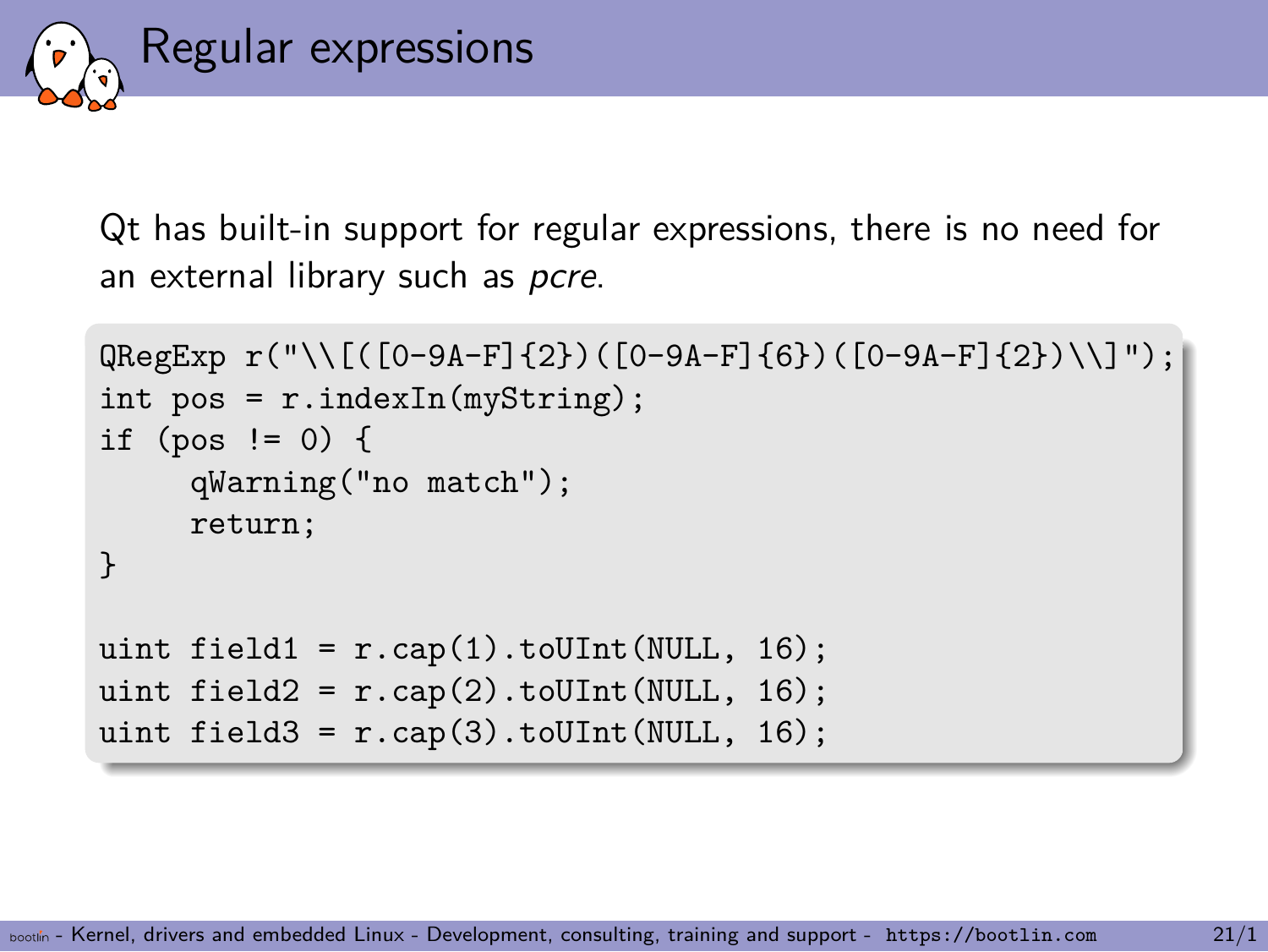# Regular expressions

Qt has built-in support for regular expressions, there is no need for an external library such as *pcre*.

```
QRegExp r("\\[([0-9A-F]{2})([0-9A-F]{6})([0-9A-F]{2})\\]");
int pos = r.indexIn(myString);
if (pos != 0) {
     qWarning("no match");
     return;
}

uint field1 = r.cap(1).toUInt(NULL, 16);
uint field2 = r.cap(2).toUInt(NULL, 16);
uint field3 = r.cap(3).toUInt(NULL, 16);
```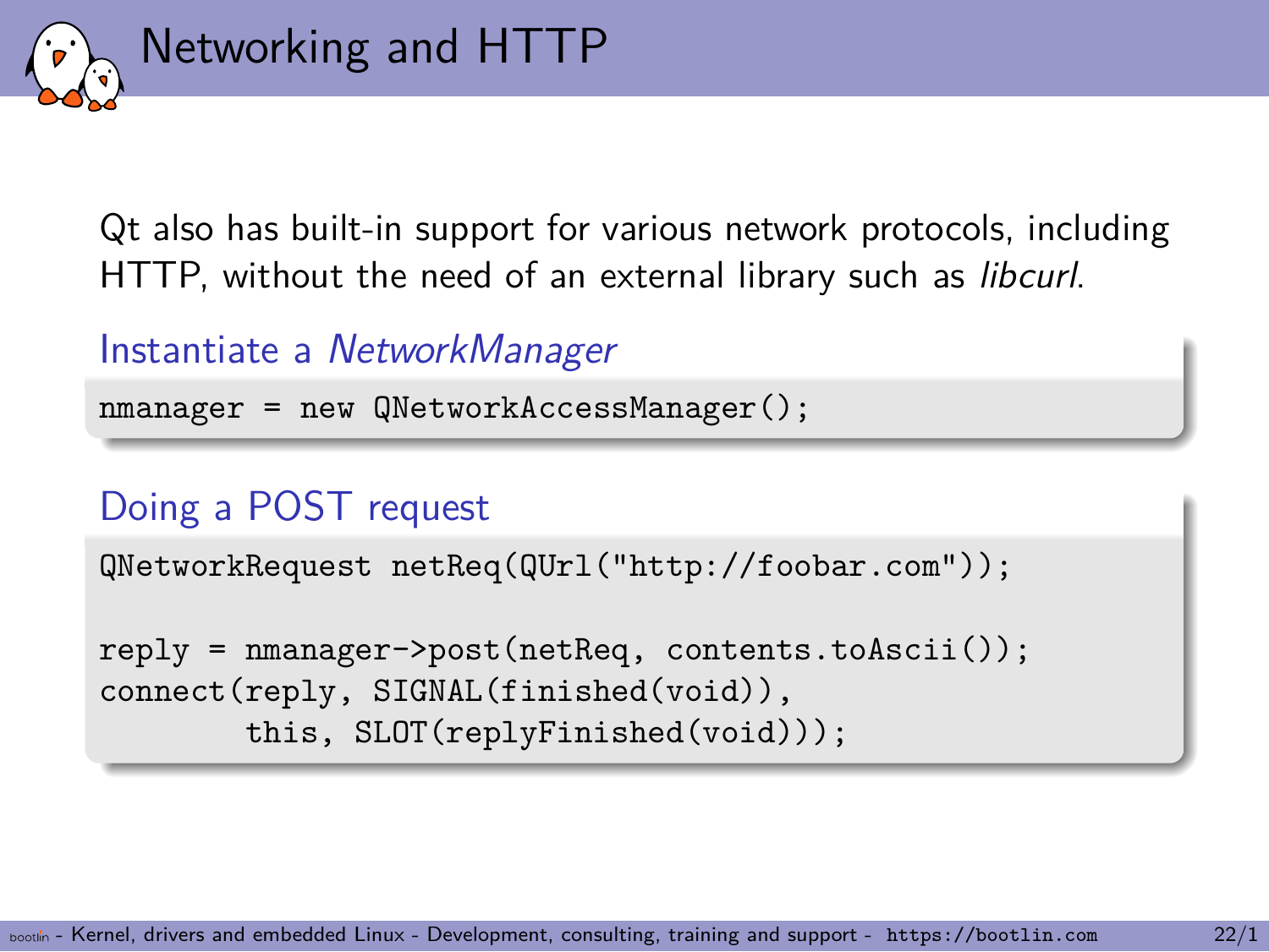# Networking and HTTP

Qt also has built-in support for various network protocols, including HTTP, without the need of an external library such as *libcurl*.

### Instantiate a *NetworkManager*

```
nmanager = new QNetworkAccessManager();
```

### Doing a POST request

```
QNetworkRequest netReq(QUrl("http://foobar.com"));

reply = nmanager->post(netReq, contents.toAscii());
connect(reply, SIGNAL(finished(void)),
        this, SLOT(replyFinished(void)));
```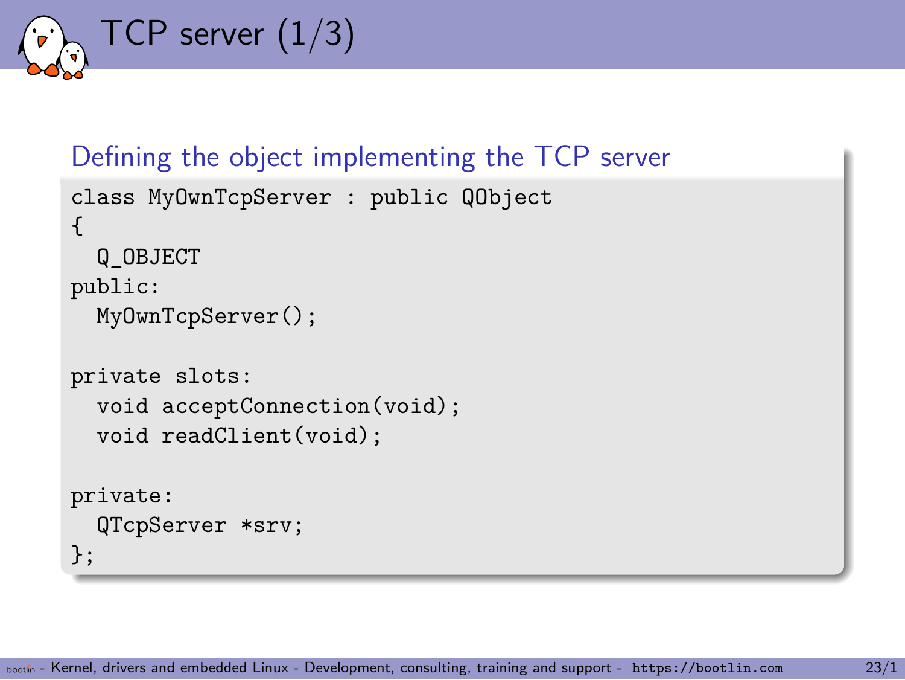# TCP server (1/3)

## Defining the object implementing the TCP server

```
class MyOwnTcpServer : public QObject
{
  Q_OBJECT
public:
  MyOwnTcpServer();

private slots:
  void acceptConnection(void);
  void readClient(void);

private:
  QTcpServer *srv;
};
```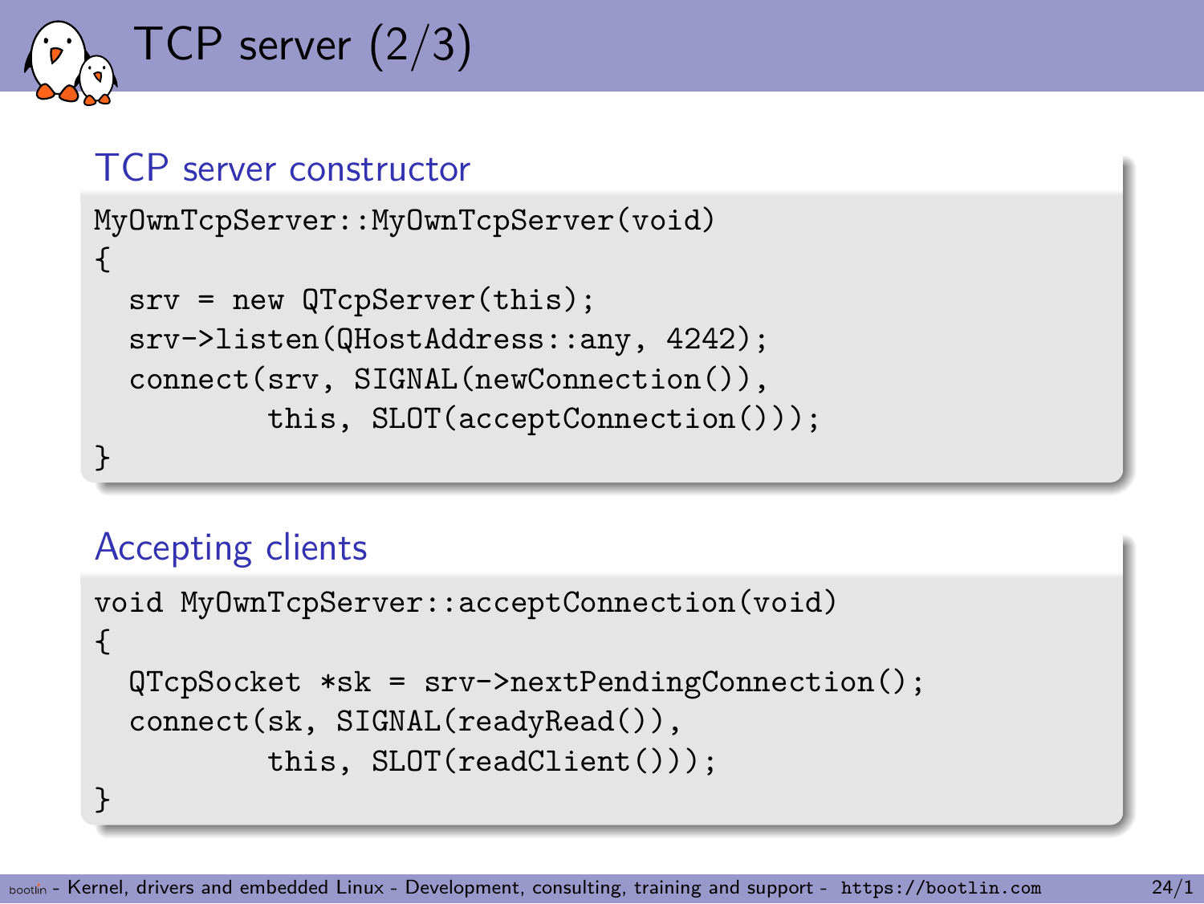# TCP server (2/3)

## TCP server constructor

```
MyOwnTcpServer::MyOwnTcpServer(void)
{
  srv = new QTcpServer(this);
  srv->listen(QHostAddress::any, 4242);
  connect(srv, SIGNAL(newConnection()),
          this, SLOT(acceptConnection()));
}
```

## Accepting clients

```
void MyOwnTcpServer::acceptConnection(void)
{
  QTcpSocket *sk = srv->nextPendingConnection();
  connect(sk, SIGNAL(readyRead()),
          this, SLOT(readClient()));
}
```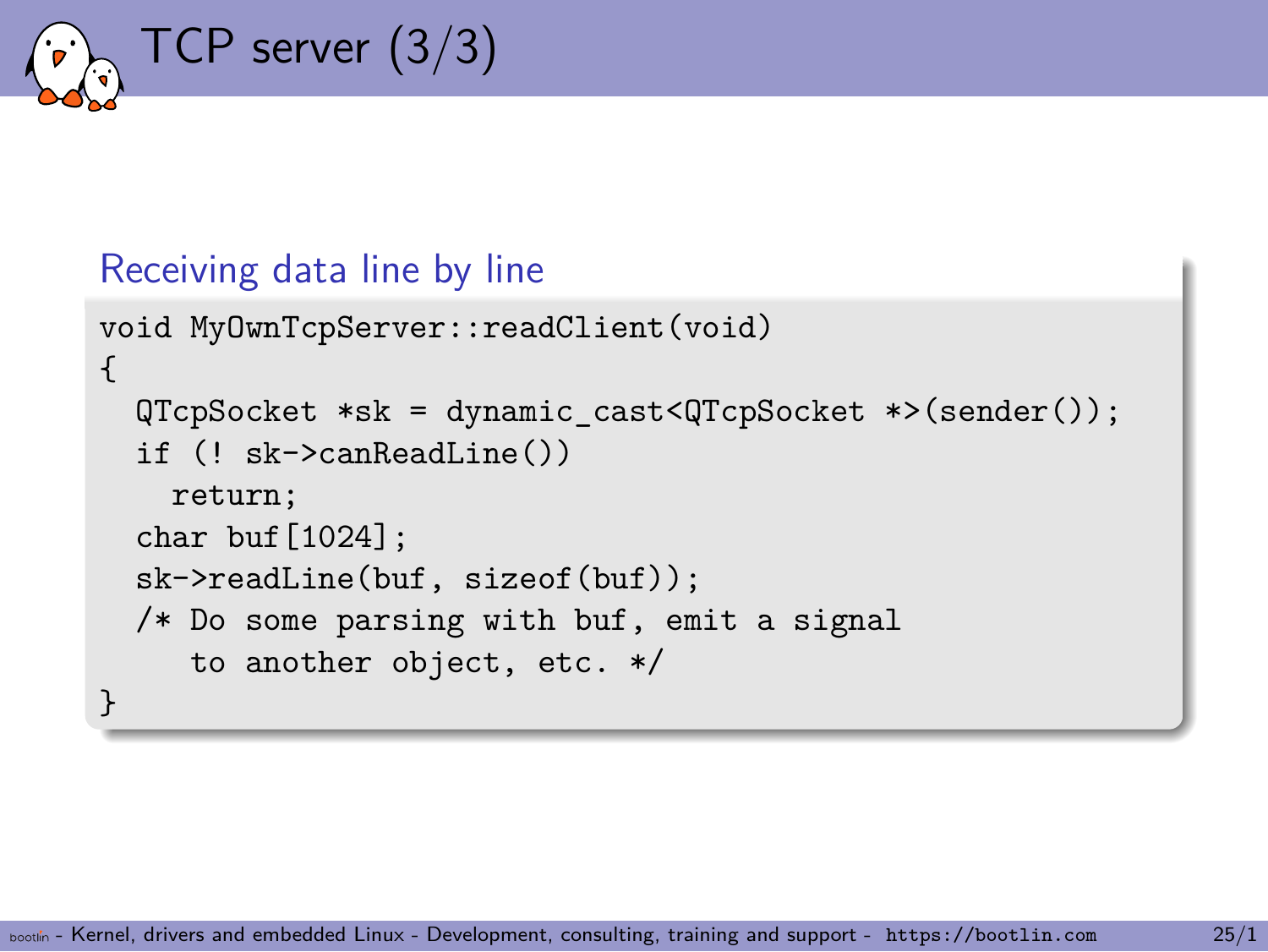# TCP server (3/3)

### Receiving data line by line

```
void MyOwnTcpServer::readClient(void)
{
  QTcpSocket *sk = dynamic_cast<QTcpSocket *>(sender());
  if (! sk->canReadLine())
    return;
  char buf[1024];
  sk->readLine(buf, sizeof(buf));
  /* Do some parsing with buf, emit a signal
     to another object, etc. */
}
```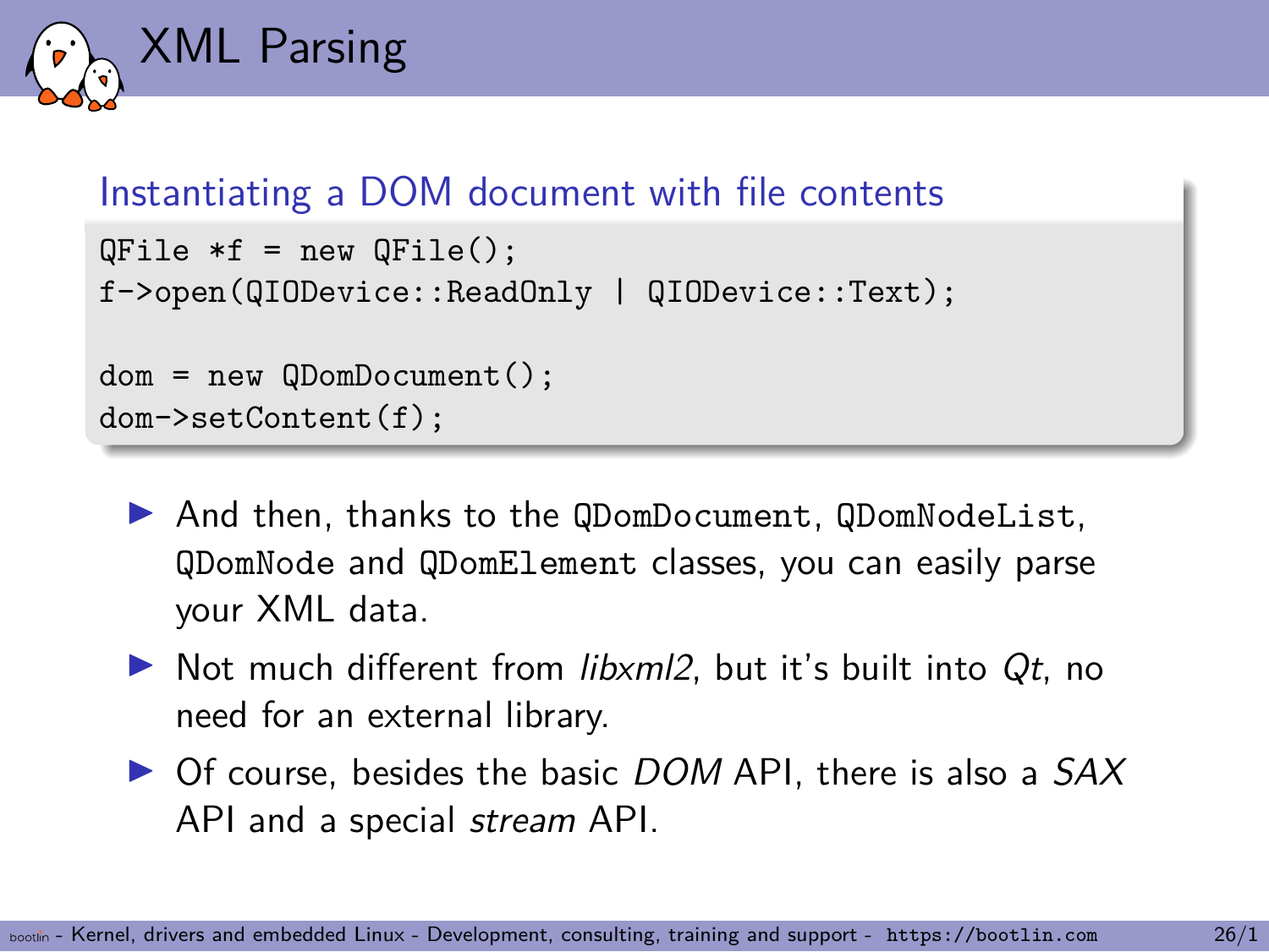# XML Parsing

### Instantiating a DOM document with file contents

```
QFile *f = new QFile();
f->open(QIODevice::ReadOnly | QIODevice::Text);

dom = new QDomDocument();
dom->setContent(f);
```

- And then, thanks to the `QDomDocument`, `QDomNodeList`, `QDomNode` and `QDomElement` classes, you can easily parse your XML data.
- Not much different from *libxml2*, but it's built into *Qt*, no need for an external library.
- Of course, besides the basic *DOM* API, there is also a *SAX* API and a special *stream* API.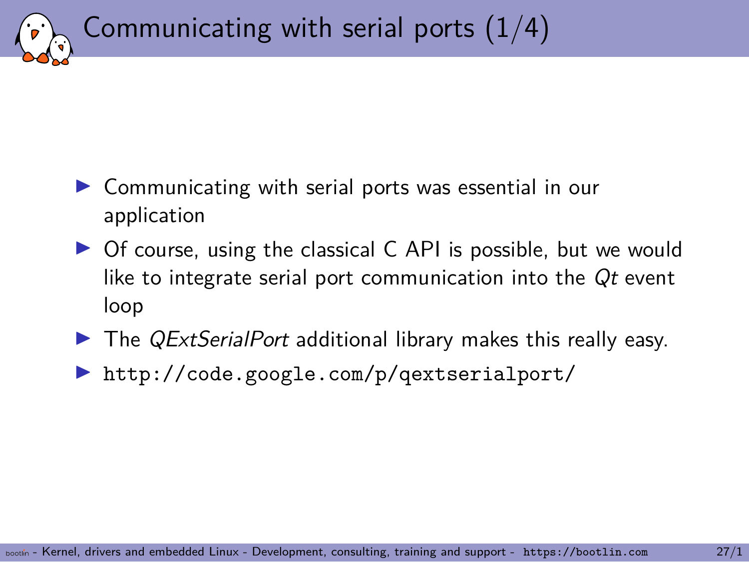# Communicating with serial ports (1/4)

- Communicating with serial ports was essential in our application
- Of course, using the classical C API is possible, but we would like to integrate serial port communication into the *Qt* event loop
- The *QExtSerialPort* additional library makes this really easy.
- `http://code.google.com/p/qextserialport/`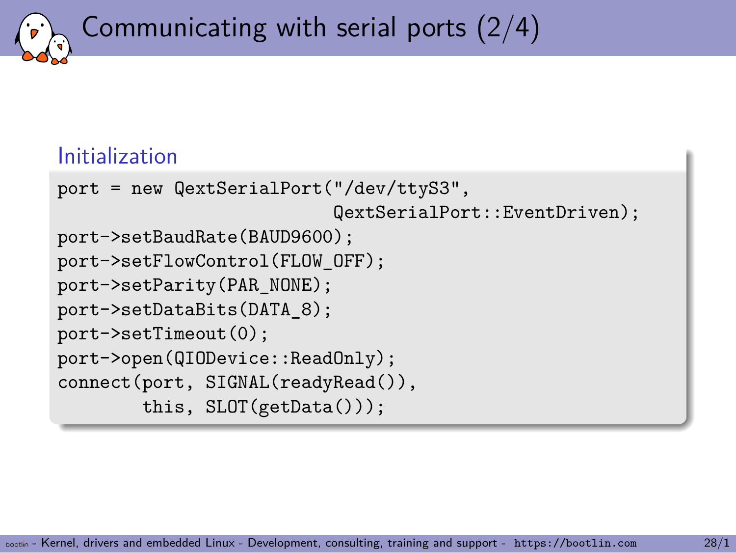# Communicating with serial ports (2/4)

### Initialization

```
port = new QextSerialPort("/dev/ttyS3",
                          QextSerialPort::EventDriven);
port->setBaudRate(BAUD9600);
port->setFlowControl(FLOW_OFF);
port->setParity(PAR_NONE);
port->setDataBits(DATA_8);
port->setTimeout(0);
port->open(QIODevice::ReadOnly);
connect(port, SIGNAL(readyRead()),
        this, SLOT(getData()));
```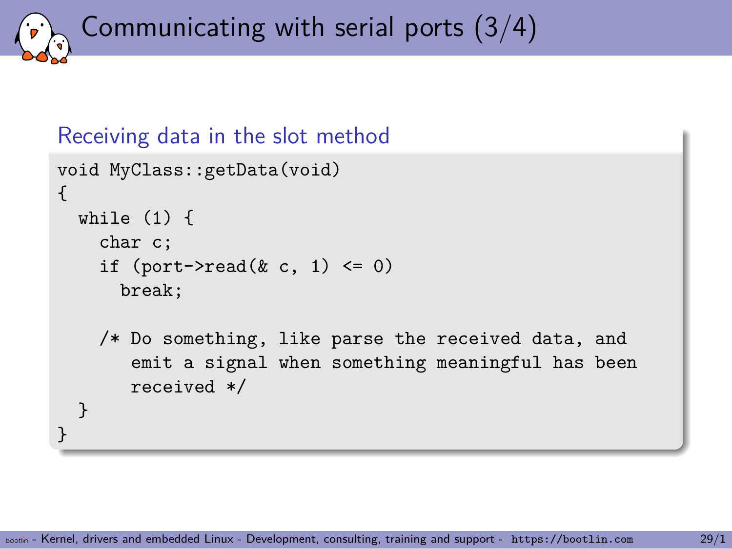# Communicating with serial ports (3/4)

### Receiving data in the slot method

```
void MyClass::getData(void)
{
  while (1) {
    char c;
    if (port->read(& c, 1) <= 0)
      break;

    /* Do something, like parse the received data, and
       emit a signal when something meaningful has been
       received */
  }
}
```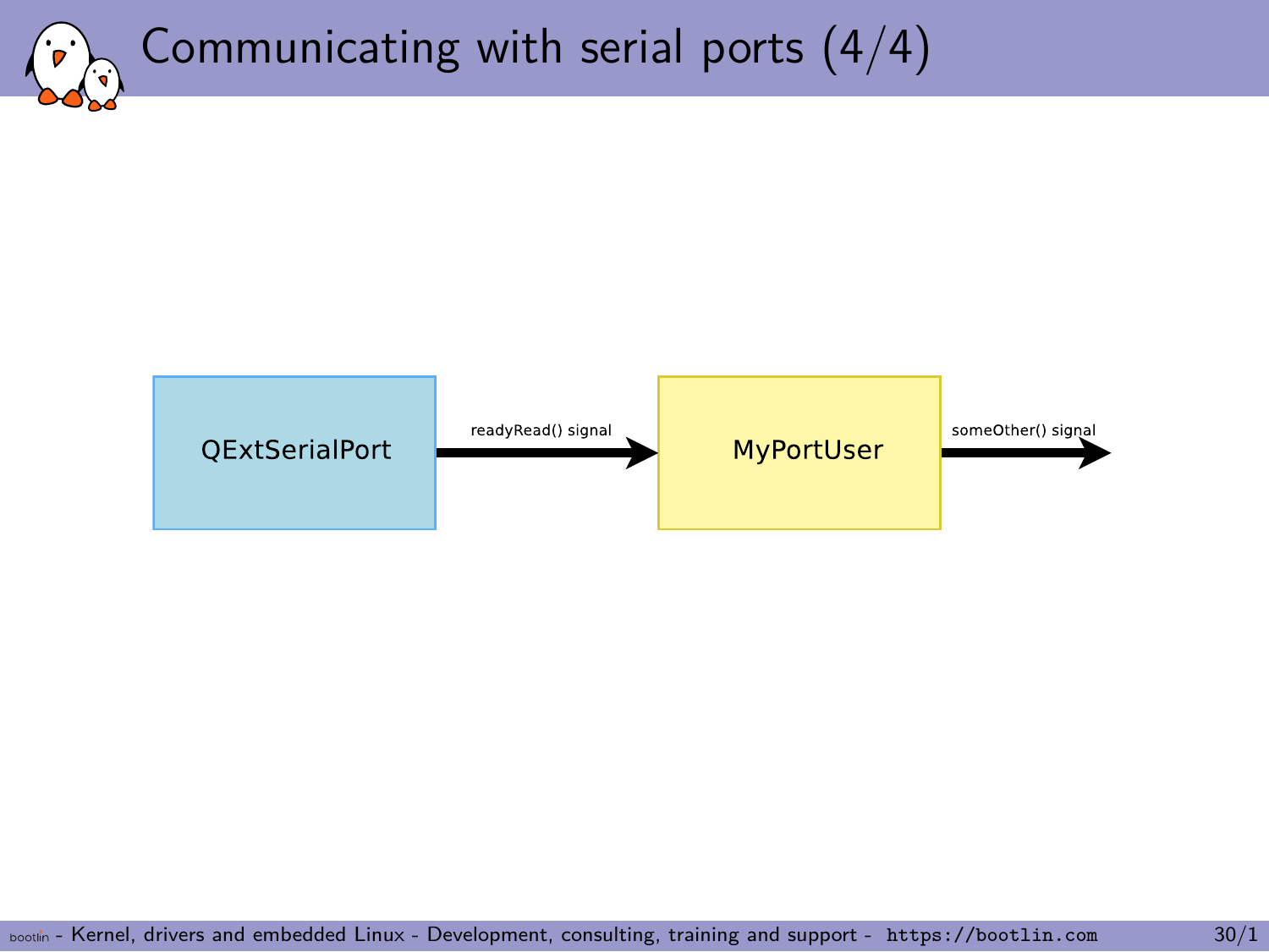# Communicating with serial ports (4/4)

QExtSerialPort → readyRead() signal → MyPortUser → someOther() signal →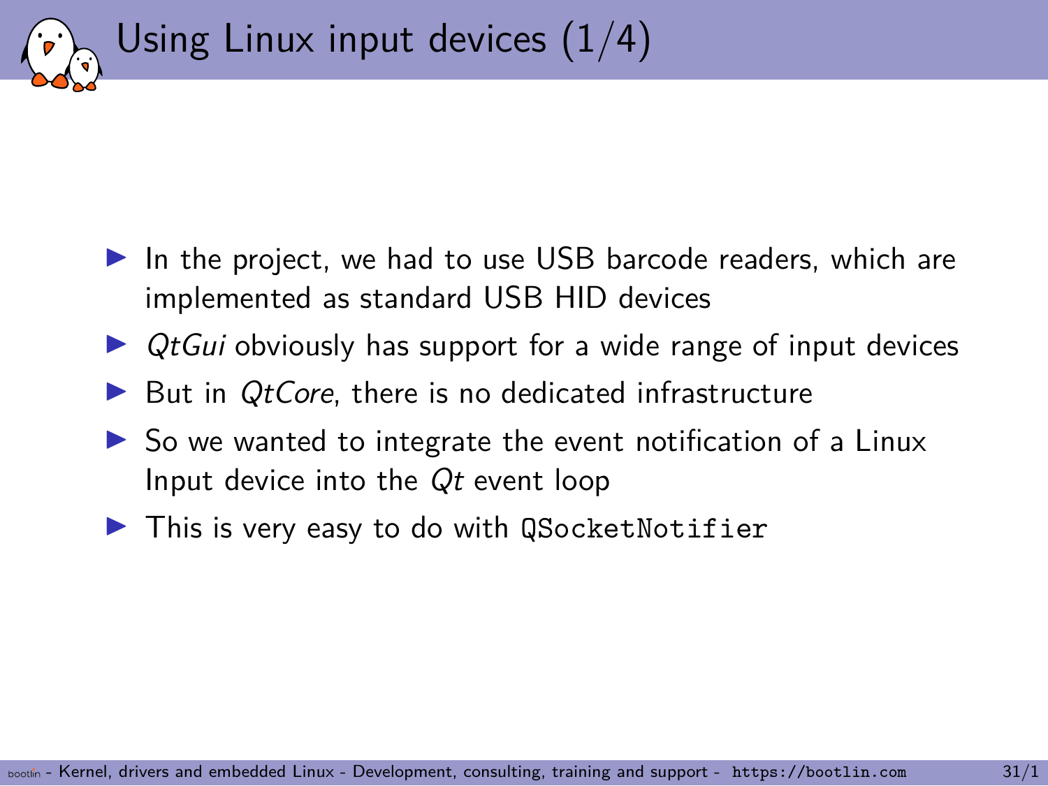# Using Linux input devices (1/4)

- In the project, we had to use USB barcode readers, which are implemented as standard USB HID devices
- *QtGui* obviously has support for a wide range of input devices
- But in *QtCore*, there is no dedicated infrastructure
- So we wanted to integrate the event notification of a Linux Input device into the *Qt* event loop
- This is very easy to do with `QSocketNotifier`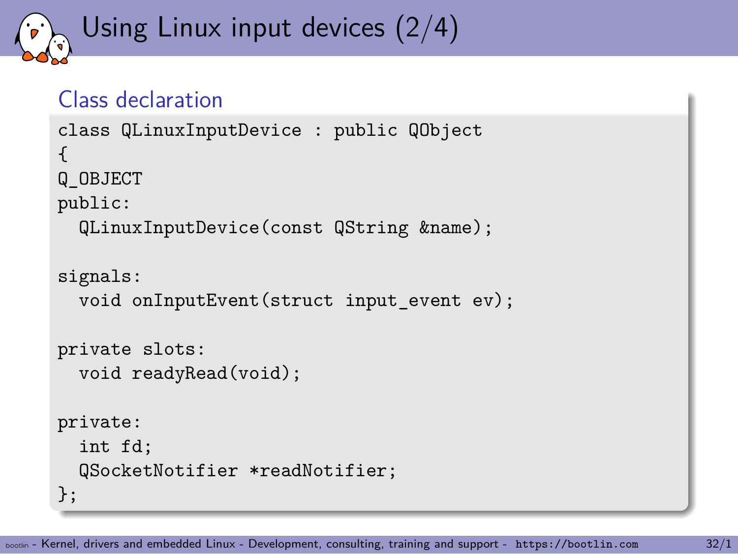# Using Linux input devices (2/4)

### Class declaration

```
class QLinuxInputDevice : public QObject
{
Q_OBJECT
public:
  QLinuxInputDevice(const QString &name);

signals:
  void onInputEvent(struct input_event ev);

private slots:
  void readyRead(void);

private:
  int fd;
  QSocketNotifier *readNotifier;
};
```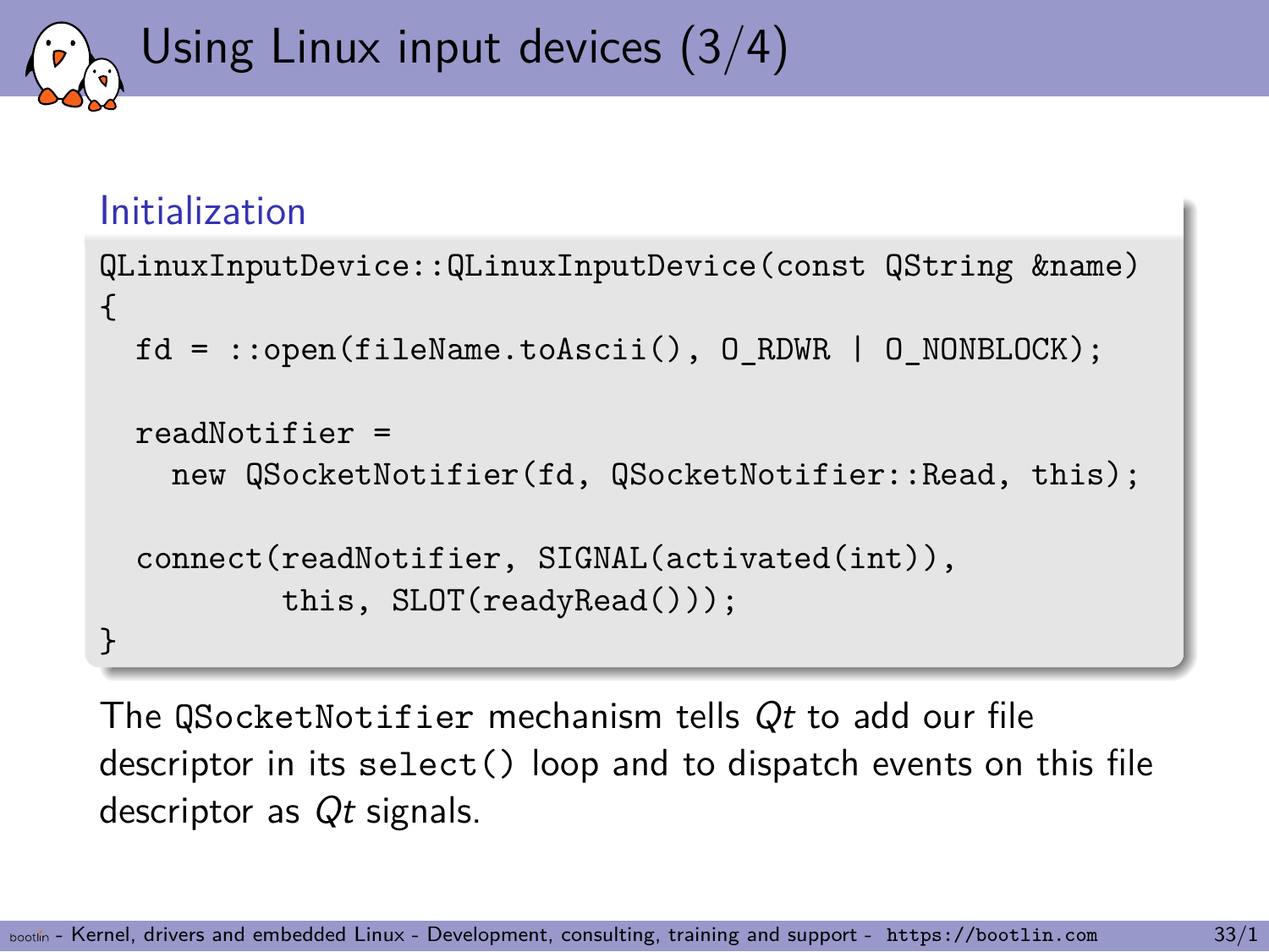# Using Linux input devices (3/4)

### Initialization

```
QLinuxInputDevice::QLinuxInputDevice(const QString &name)
{
  fd = ::open(fileName.toAscii(), O_RDWR | O_NONBLOCK);

  readNotifier =
    new QSocketNotifier(fd, QSocketNotifier::Read, this);

  connect(readNotifier, SIGNAL(activated(int)),
          this, SLOT(readyRead()));
}
```

The `QSocketNotifier` mechanism tells *Qt* to add our file descriptor in its `select()` loop and to dispatch events on this file descriptor as *Qt* signals.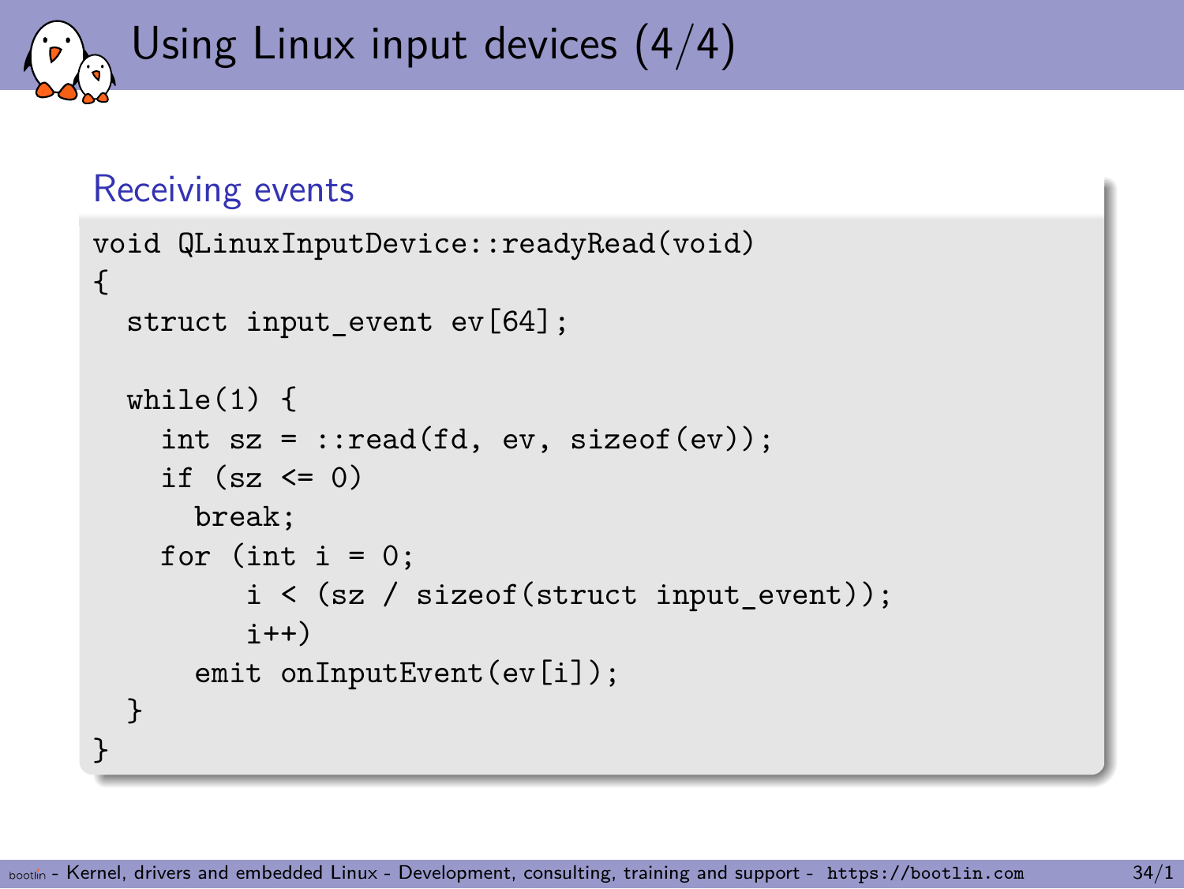# Using Linux input devices (4/4)

## Receiving events

```
void QLinuxInputDevice::readyRead(void)
{
  struct input_event ev[64];

  while(1) {
    int sz = ::read(fd, ev, sizeof(ev));
    if (sz <= 0)
      break;
    for (int i = 0;
         i < (sz / sizeof(struct input_event));
         i++)
      emit onInputEvent(ev[i]);
  }
}
```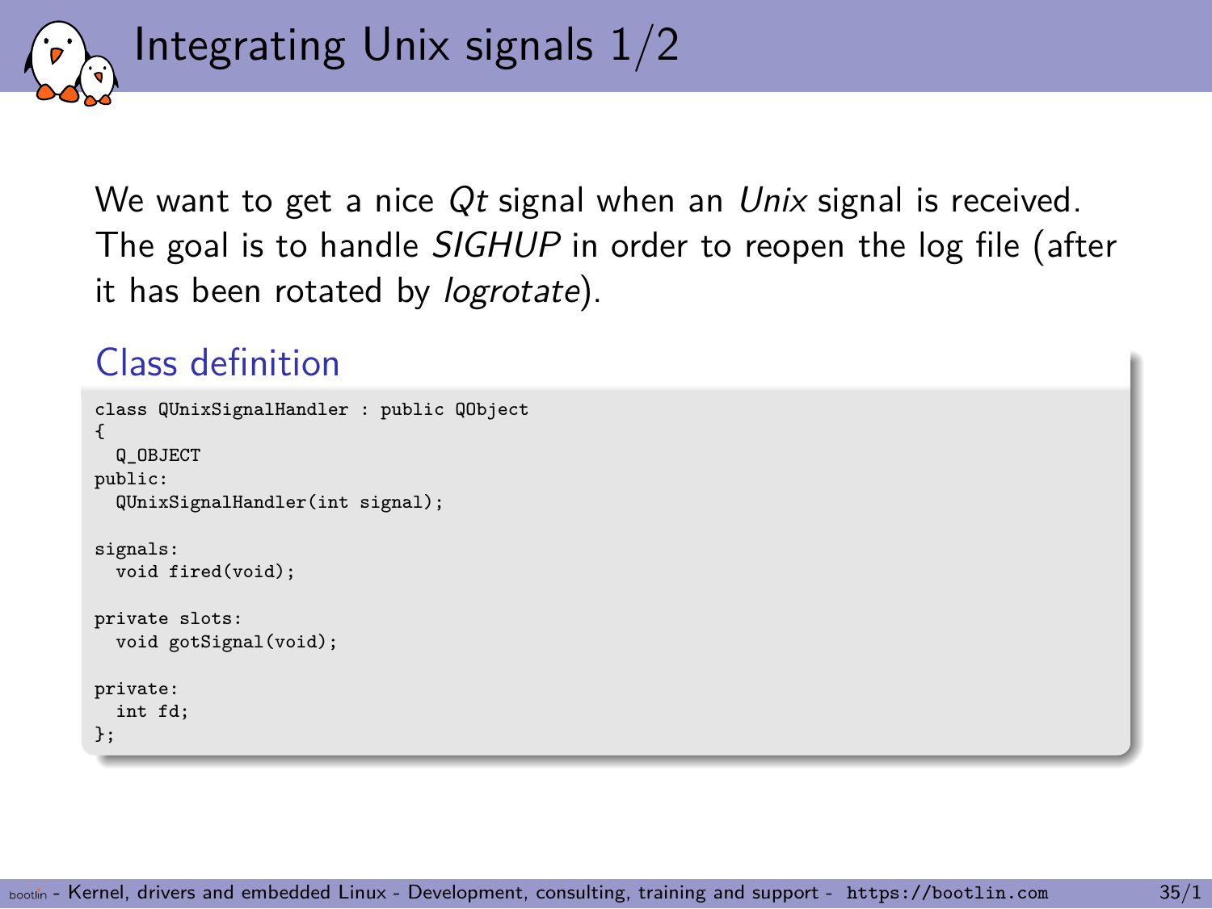# Integrating Unix signals 1/2

We want to get a nice *Qt* signal when an *Unix* signal is received. The goal is to handle *SIGHUP* in order to reopen the log file (after it has been rotated by *logrotate*).

## Class definition

```
class QUnixSignalHandler : public QObject
{
  Q_OBJECT
public:
  QUnixSignalHandler(int signal);

signals:
  void fired(void);

private slots:
  void gotSignal(void);

private:
  int fd;
};
```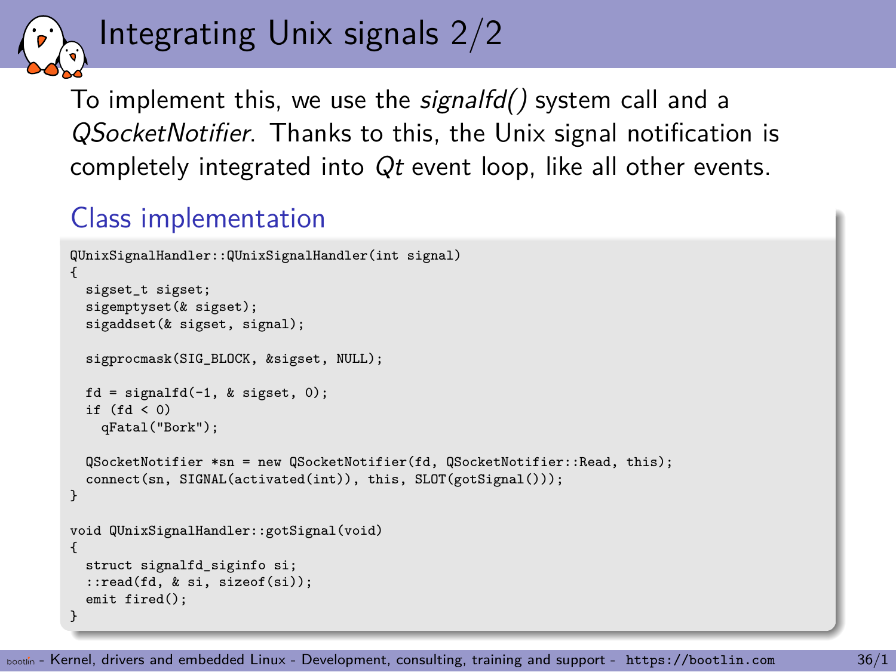# Integrating Unix signals 2/2

To implement this, we use the *signalfd()* system call and a *QSocketNotifier*. Thanks to this, the Unix signal notification is completely integrated into *Qt* event loop, like all other events.

## Class implementation

```
QUnixSignalHandler::QUnixSignalHandler(int signal)
{
  sigset_t sigset;
  sigemptyset(& sigset);
  sigaddset(& sigset, signal);

  sigprocmask(SIG_BLOCK, &sigset, NULL);

  fd = signalfd(-1, & sigset, 0);
  if (fd < 0)
    qFatal("Bork");

  QSocketNotifier *sn = new QSocketNotifier(fd, QSocketNotifier::Read, this);
  connect(sn, SIGNAL(activated(int)), this, SLOT(gotSignal()));
}

void QUnixSignalHandler::gotSignal(void)
{
  struct signalfd_siginfo si;
  ::read(fd, & si, sizeof(si));
  emit fired();
}
```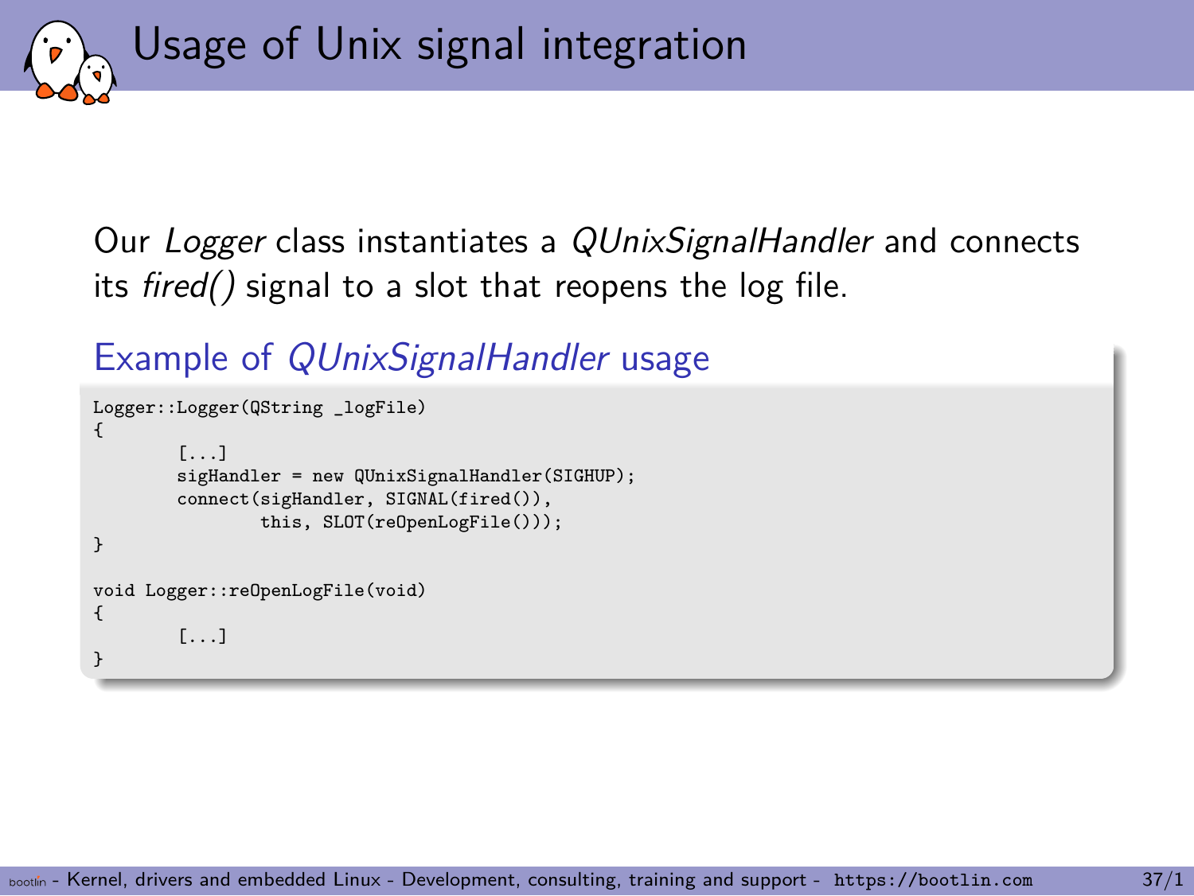# Usage of Unix signal integration

Our *Logger* class instantiates a *QUnixSignalHandler* and connects its *fired()* signal to a slot that reopens the log file.

### Example of *QUnixSignalHandler* usage

```
Logger::Logger(QString _logFile)
{
        [...]
        sigHandler = new QUnixSignalHandler(SIGHUP);
        connect(sigHandler, SIGNAL(fired()),
                this, SLOT(reOpenLogFile()));
}

void Logger::reOpenLogFile(void)
{
        [...]
}
```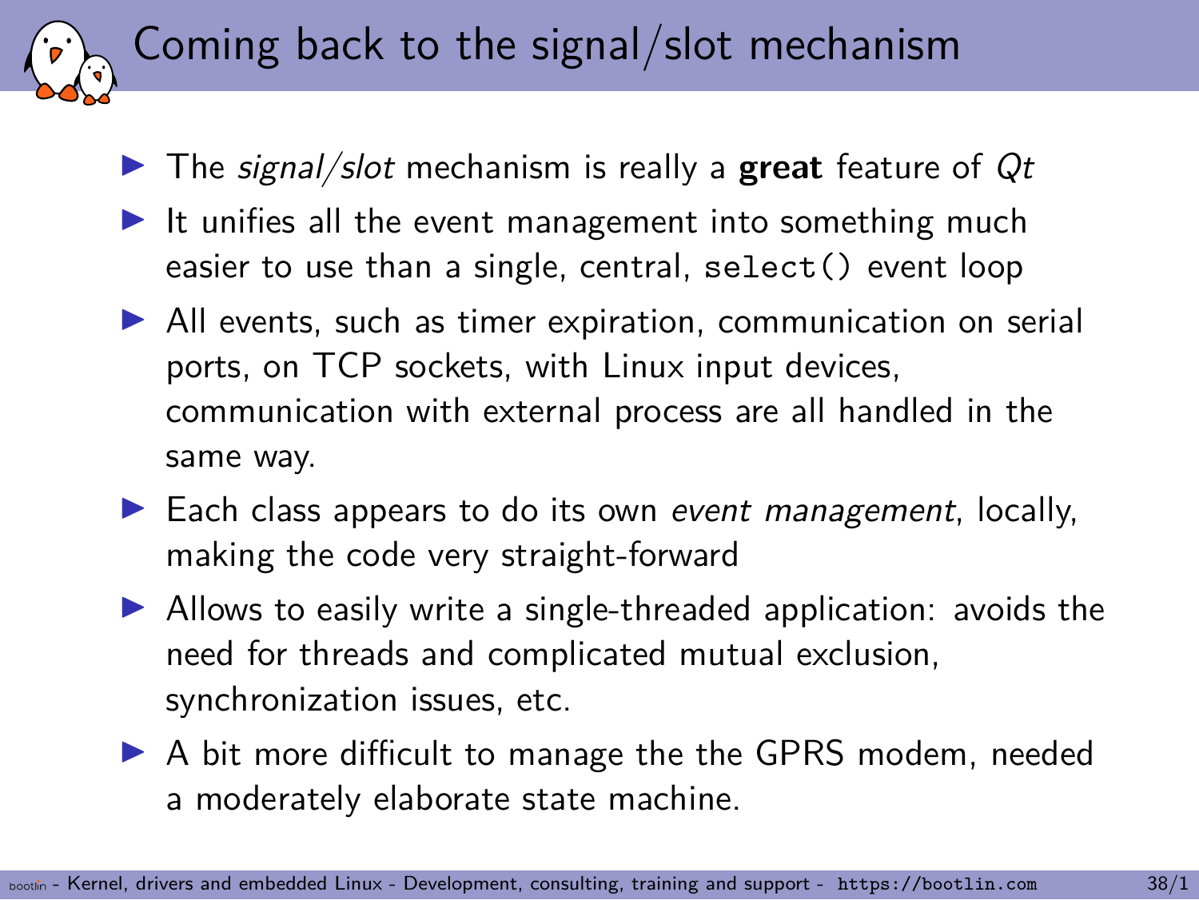# Coming back to the signal/slot mechanism

- The *signal/slot* mechanism is really a **great** feature of *Qt*
- It unifies all the event management into something much easier to use than a single, central, `select()` event loop
- All events, such as timer expiration, communication on serial ports, on TCP sockets, with Linux input devices, communication with external process are all handled in the same way.
- Each class appears to do its own *event management*, locally, making the code very straight-forward
- Allows to easily write a single-threaded application: avoids the need for threads and complicated mutual exclusion, synchronization issues, etc.
- A bit more difficult to manage the the GPRS modem, needed a moderately elaborate state machine.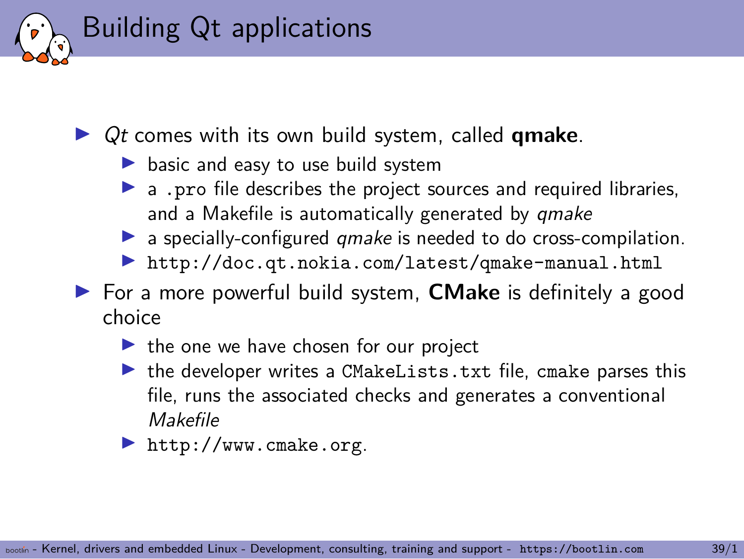# Building Qt applications

- *Qt* comes with its own build system, called **qmake**.
  - basic and easy to use build system
  - a `.pro` file describes the project sources and required libraries, and a Makefile is automatically generated by *qmake*
  - a specially-configured *qmake* is needed to do cross-compilation.
  - `http://doc.qt.nokia.com/latest/qmake-manual.html`
- For a more powerful build system, **CMake** is definitely a good choice
  - the one we have chosen for our project
  - the developer writes a `CMakeLists.txt` file, `cmake` parses this file, runs the associated checks and generates a conventional *Makefile*
  - `http://www.cmake.org`.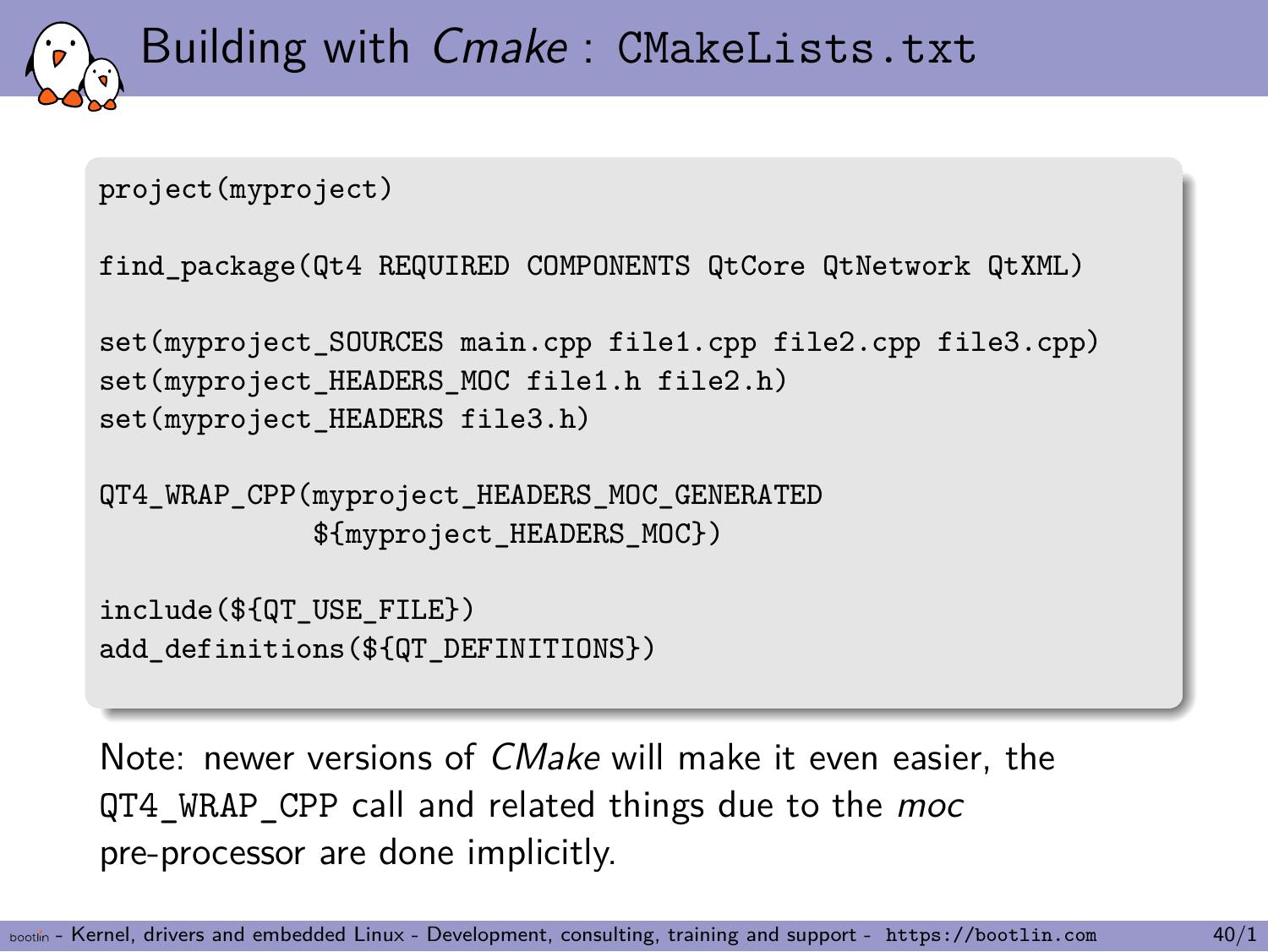# Building with *Cmake* : CMakeLists.txt

```
project(myproject)

find_package(Qt4 REQUIRED COMPONENTS QtCore QtNetwork QtXML)

set(myproject_SOURCES main.cpp file1.cpp file2.cpp file3.cpp)
set(myproject_HEADERS_MOC file1.h file2.h)
set(myproject_HEADERS file3.h)

QT4_WRAP_CPP(myproject_HEADERS_MOC_GENERATED
             ${myproject_HEADERS_MOC})

include(${QT_USE_FILE})
add_definitions(${QT_DEFINITIONS})
```

Note: newer versions of *CMake* will make it even easier, the `QT4_WRAP_CPP` call and related things due to the *moc* pre-processor are done implicitly.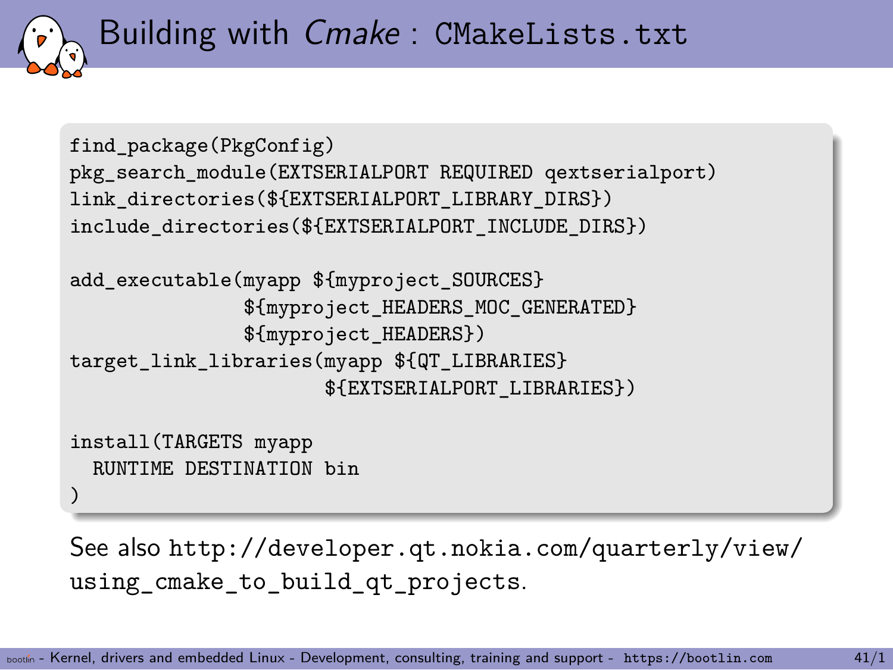# Building with *Cmake* : CMakeLists.txt

```
find_package(PkgConfig)
pkg_search_module(EXTSERIALPORT REQUIRED qextserialport)
link_directories(${EXTSERIALPORT_LIBRARY_DIRS})
include_directories(${EXTSERIALPORT_INCLUDE_DIRS})

add_executable(myapp ${myproject_SOURCES}
               ${myproject_HEADERS_MOC_GENERATED}
               ${myproject_HEADERS})
target_link_libraries(myapp ${QT_LIBRARIES}
                      ${EXTSERIALPORT_LIBRARIES})

install(TARGETS myapp
  RUNTIME DESTINATION bin
)
```

See also `http://developer.qt.nokia.com/quarterly/view/using_cmake_to_build_qt_projects`.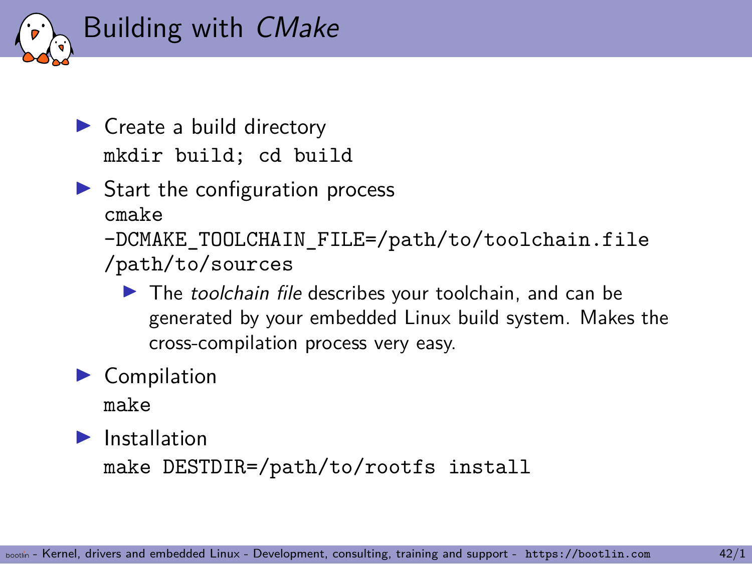# Building with *CMake*

- Create a build directory
  `mkdir build; cd build`
- Start the configuration process
  `cmake -DCMAKE_TOOLCHAIN_FILE=/path/to/toolchain.file /path/to/sources`
  - The *toolchain file* describes your toolchain, and can be generated by your embedded Linux build system. Makes the cross-compilation process very easy.
- Compilation
  `make`
- Installation
  `make DESTDIR=/path/to/rootfs install`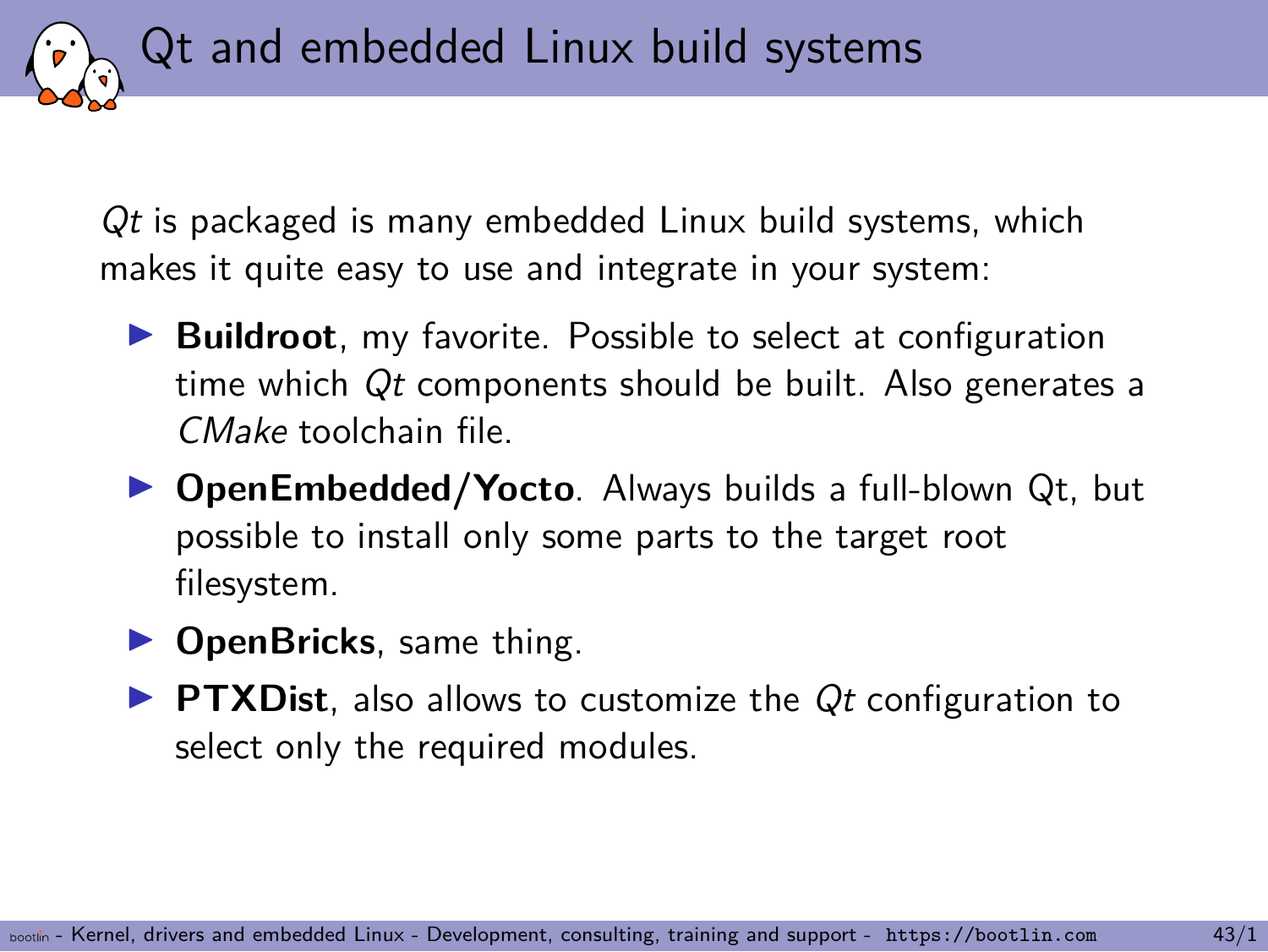# Qt and embedded Linux build systems

*Qt* is packaged is many embedded Linux build systems, which makes it quite easy to use and integrate in your system:

- **Buildroot**, my favorite. Possible to select at configuration time which *Qt* components should be built. Also generates a *CMake* toolchain file.
- **OpenEmbedded/Yocto**. Always builds a full-blown Qt, but possible to install only some parts to the target root filesystem.
- **OpenBricks**, same thing.
- **PTXDist**, also allows to customize the *Qt* configuration to select only the required modules.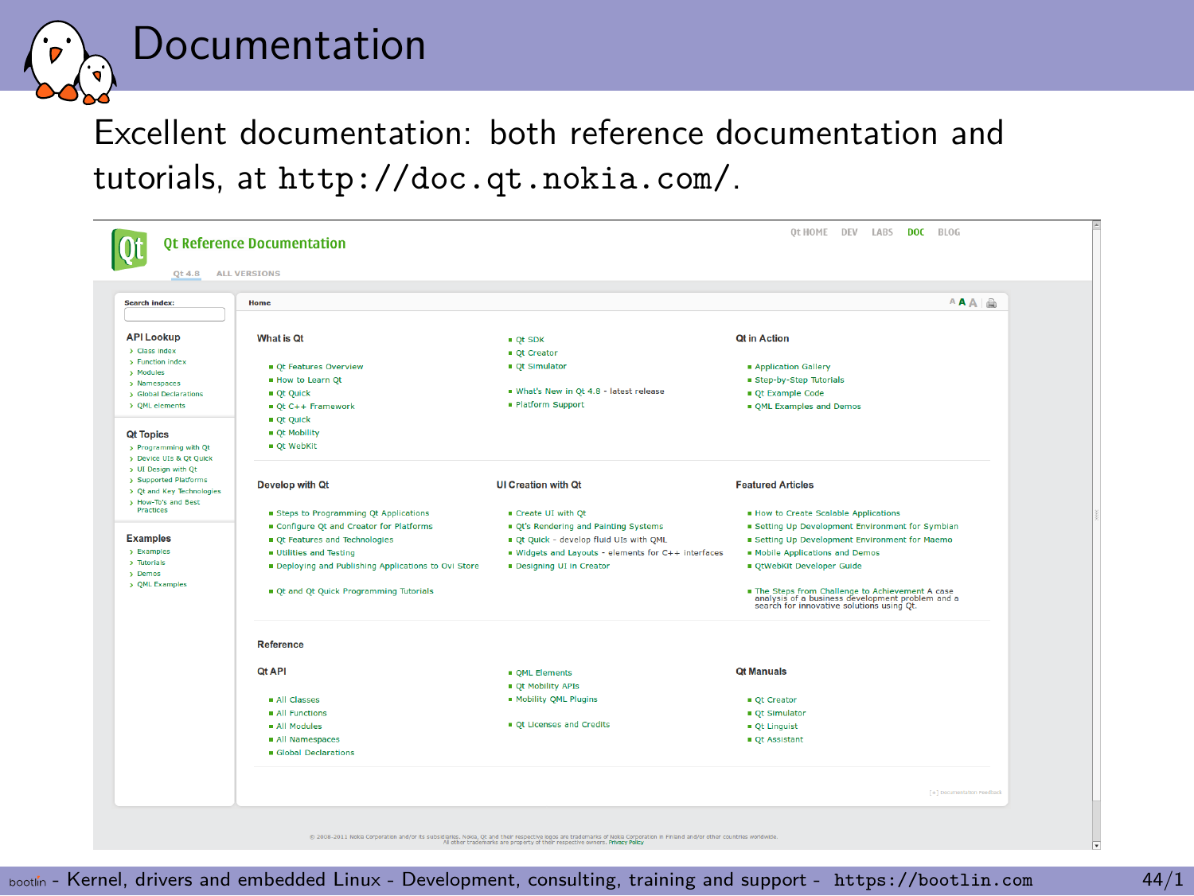# Documentation

Excellent documentation: both reference documentation and tutorials, at `http://doc.qt.nokia.com/`.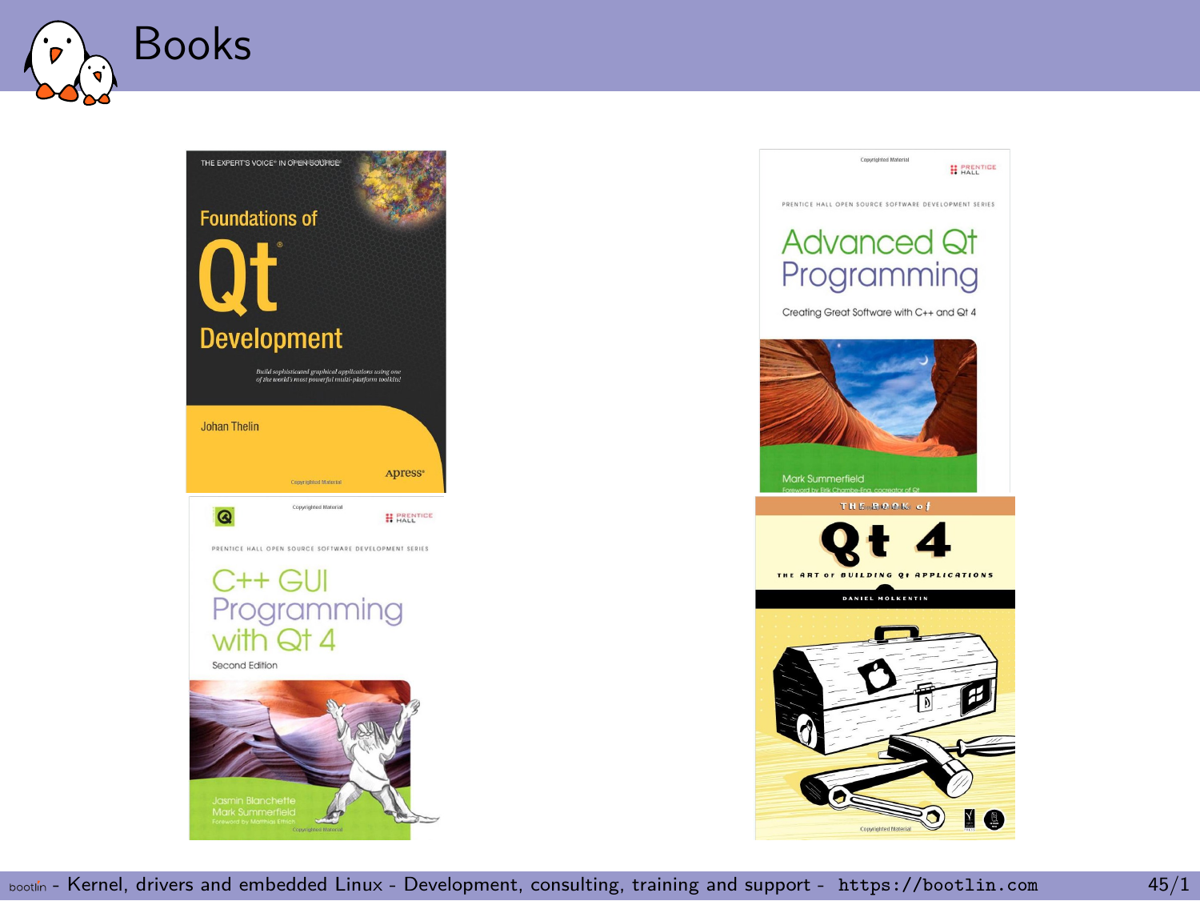# Books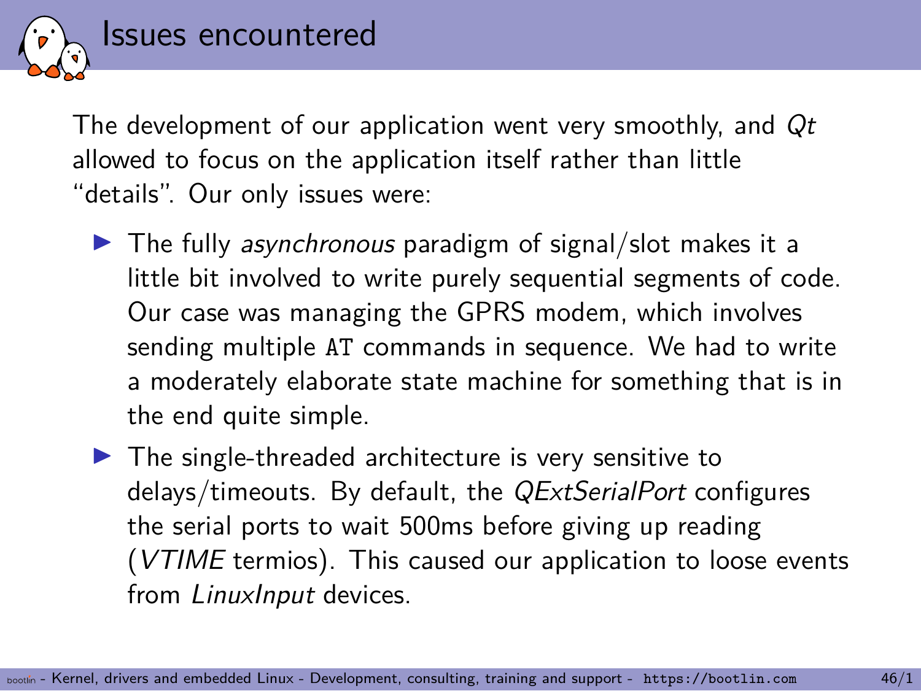# Issues encountered

The development of our application went very smoothly, and *Qt* allowed to focus on the application itself rather than little "details". Our only issues were:

- The fully *asynchronous* paradigm of signal/slot makes it a little bit involved to write purely sequential segments of code. Our case was managing the GPRS modem, which involves sending multiple `AT` commands in sequence. We had to write a moderately elaborate state machine for something that is in the end quite simple.
- The single-threaded architecture is very sensitive to delays/timeouts. By default, the *QExtSerialPort* configures the serial ports to wait 500ms before giving up reading (*VTIME* termios). This caused our application to loose events from *LinuxInput* devices.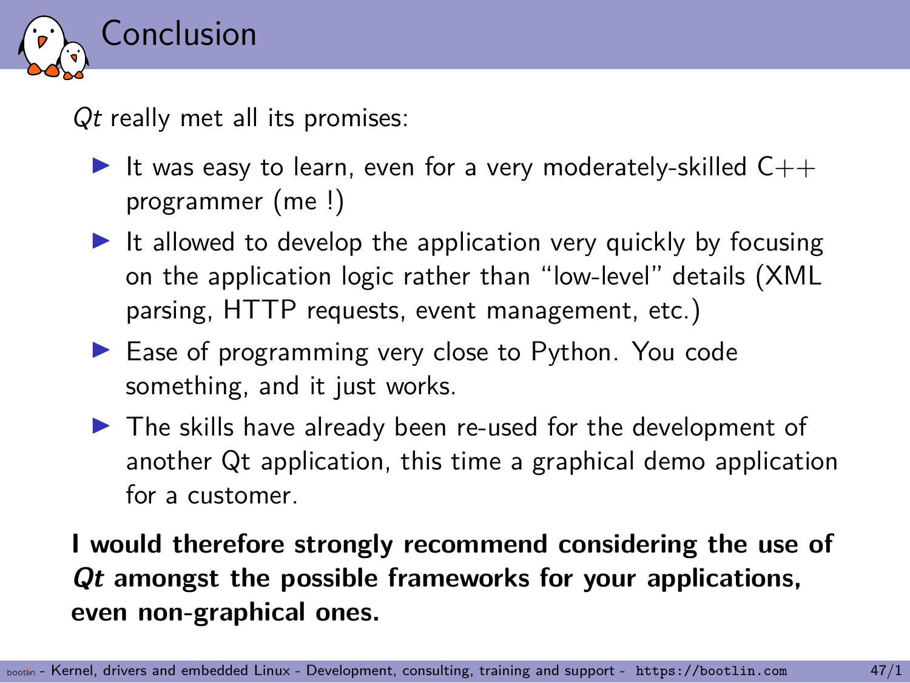# Conclusion

*Qt* really met all its promises:

- It was easy to learn, even for a very moderately-skilled C++ programmer (me !)
- It allowed to develop the application very quickly by focusing on the application logic rather than "low-level" details (XML parsing, HTTP requests, event management, etc.)
- Ease of programming very close to Python. You code something, and it just works.
- The skills have already been re-used for the development of another Qt application, this time a graphical demo application for a customer.

**I would therefore strongly recommend considering the use of *Qt* amongst the possible frameworks for your applications, even non-graphical ones.**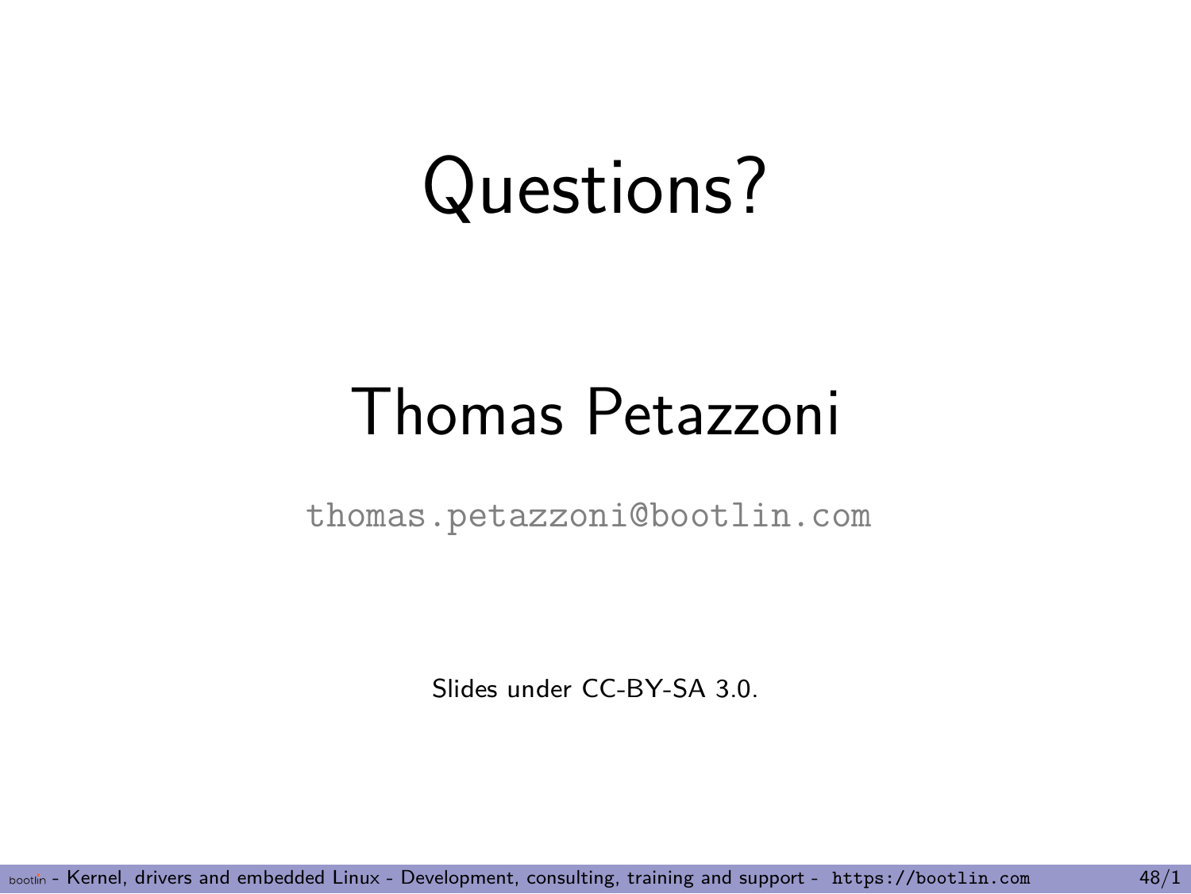# Questions?

## Thomas Petazzoni

thomas.petazzoni@bootlin.com

Slides under CC-BY-SA 3.0.